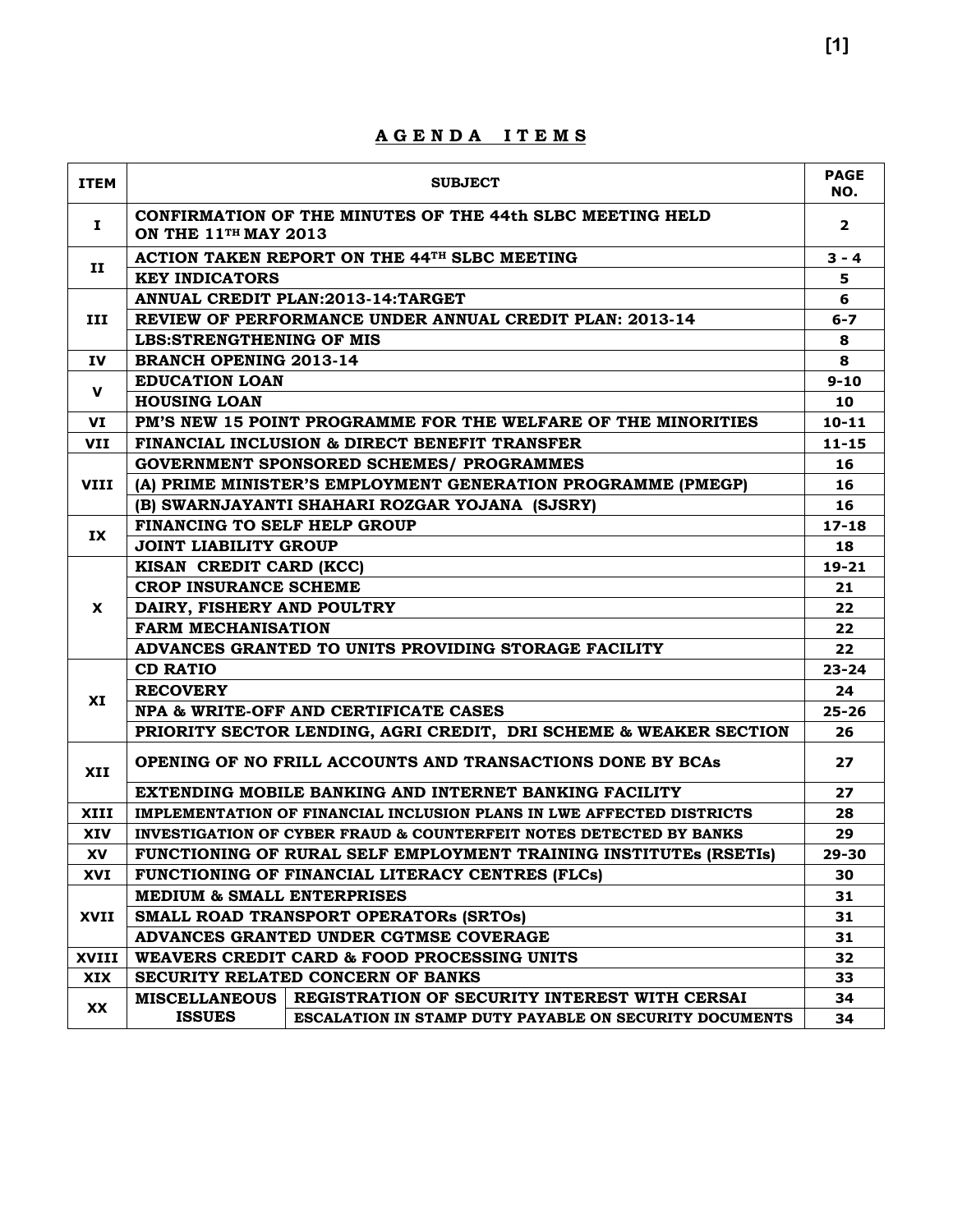# A G E N D A  I T E M S

| ITEM | SUBJECT | | PAGE NO. |
|---|---|---|---|
| I | CONFIRMATION OF THE MINUTES OF THE 44th SLBC MEETING HELD ON THE 11TH MAY 2013 | | 2 |
| II | ACTION TAKEN REPORT ON THE 44TH SLBC MEETING | | 3 - 4 |
| | KEY INDICATORS | | 5 |
| III | ANNUAL CREDIT PLAN:2013-14:TARGET | | 6 |
| | REVIEW OF PERFORMANCE UNDER ANNUAL CREDIT PLAN: 2013-14 | | 6-7 |
| | LBS:STRENGTHENING OF MIS | | 8 |
| IV | BRANCH OPENING 2013-14 | | 8 |
| V | EDUCATION LOAN | | 9-10 |
| | HOUSING LOAN | | 10 |
| VI | PM'S NEW 15 POINT PROGRAMME FOR THE WELFARE OF THE MINORITIES | | 10-11 |
| VII | FINANCIAL INCLUSION & DIRECT BENEFIT TRANSFER | | 11-15 |
| VIII | GOVERNMENT SPONSORED SCHEMES/ PROGRAMMES | | 16 |
| | (A) PRIME MINISTER'S EMPLOYMENT GENERATION PROGRAMME (PMEGP) | | 16 |
| | (B) SWARNJAYANTI SHAHARI ROZGAR YOJANA (SJSRY) | | 16 |
| IX | FINANCING TO SELF HELP GROUP | | 17-18 |
| | JOINT LIABILITY GROUP | | 18 |
| X | KISAN CREDIT CARD (KCC) | | 19-21 |
| | CROP INSURANCE SCHEME | | 21 |
| | DAIRY, FISHERY AND POULTRY | | 22 |
| | FARM MECHANISATION | | 22 |
| | ADVANCES GRANTED TO UNITS PROVIDING STORAGE FACILITY | | 22 |
| XI | CD RATIO | | 23-24 |
| | RECOVERY | | 24 |
| | NPA & WRITE-OFF AND CERTIFICATE CASES | | 25-26 |
| | PRIORITY SECTOR LENDING, AGRI CREDIT, DRI SCHEME & WEAKER SECTION | | 26 |
| XII | OPENING OF NO FRILL ACCOUNTS AND TRANSACTIONS DONE BY BCAs | | 27 |
| | EXTENDING MOBILE BANKING AND INTERNET BANKING FACILITY | | 27 |
| XIII | IMPLEMENTATION OF FINANCIAL INCLUSION PLANS IN LWE AFFECTED DISTRICTS | | 28 |
| XIV | INVESTIGATION OF CYBER FRAUD & COUNTERFEIT NOTES DETECTED BY BANKS | | 29 |
| XV | FUNCTIONING OF RURAL SELF EMPLOYMENT TRAINING INSTITUTEs (RSETIs) | | 29-30 |
| XVI | FUNCTIONING OF FINANCIAL LITERACY CENTRES (FLCs) | | 30 |
| XVII | MEDIUM & SMALL ENTERPRISES | | 31 |
| | SMALL ROAD TRANSPORT OPERATORs (SRTOs) | | 31 |
| | ADVANCES GRANTED UNDER CGTMSE COVERAGE | | 31 |
| XVIII | WEAVERS CREDIT CARD & FOOD PROCESSING UNITS | | 32 |
| XIX | SECURITY RELATED CONCERN OF BANKS | | 33 |
| XX | MISCELLANEOUS ISSUES | REGISTRATION OF SECURITY INTEREST WITH CERSAI | 34 |
| | | ESCALATION IN STAMP DUTY PAYABLE ON SECURITY DOCUMENTS | 34 |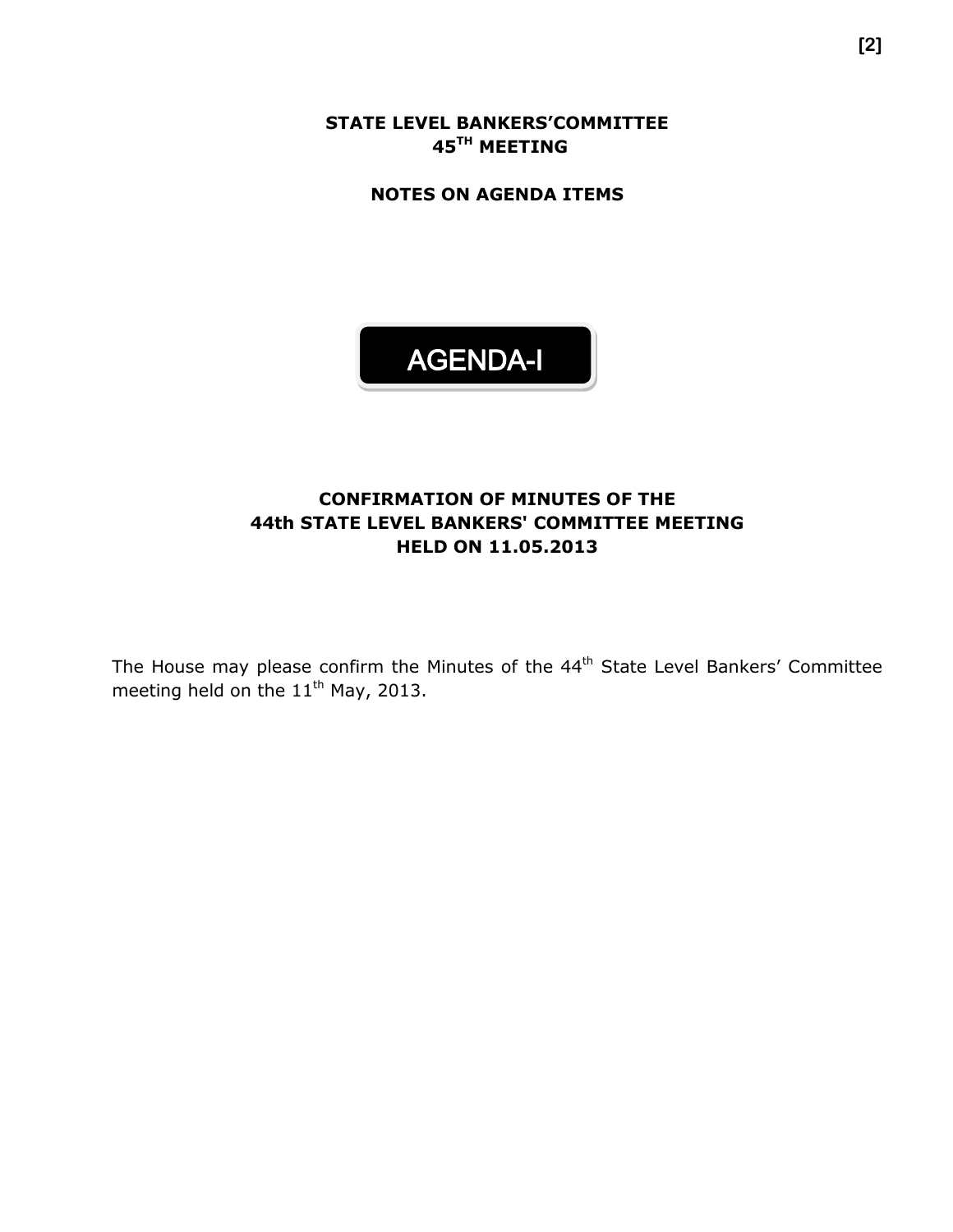# STATE LEVEL BANKERS'COMMITTEE
# 45TH MEETING

## NOTES ON AGENDA ITEMS

## AGENDA-I

### CONFIRMATION OF MINUTES OF THE 44th STATE LEVEL BANKERS' COMMITTEE MEETING HELD ON 11.05.2013

The House may please confirm the Minutes of the 44th State Level Bankers' Committee meeting held on the 11th May, 2013.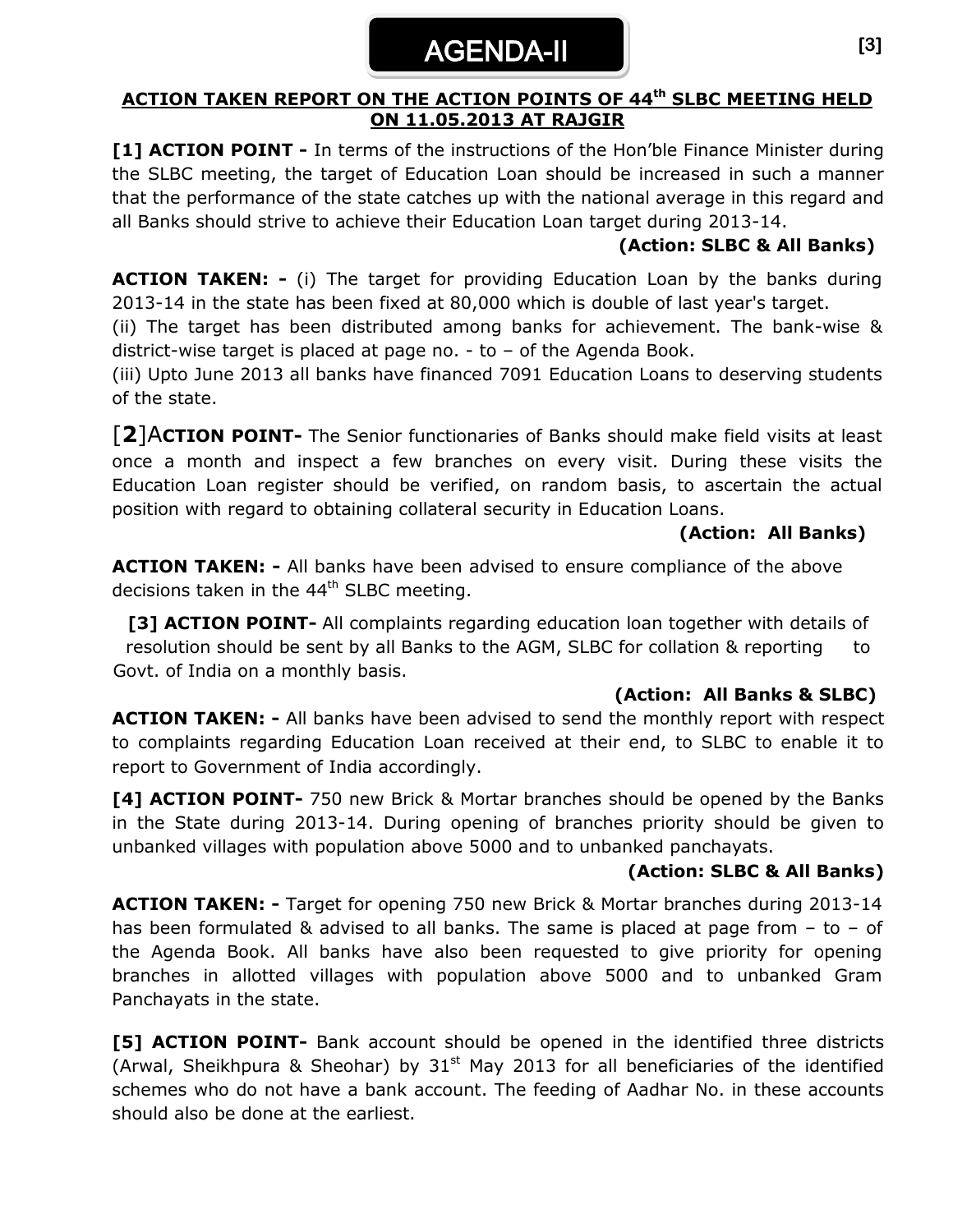# AGENDA-II

## ACTION TAKEN REPORT ON THE ACTION POINTS OF 44th SLBC MEETING HELD ON 11.05.2013 AT RAJGIR

**[1] ACTION POINT -** In terms of the instructions of the Hon'ble Finance Minister during the SLBC meeting, the target of Education Loan should be increased in such a manner that the performance of the state catches up with the national average in this regard and all Banks should strive to achieve their Education Loan target during 2013-14.

**(Action: SLBC & All Banks)**

**ACTION TAKEN: -** (i) The target for providing Education Loan by the banks during 2013-14 in the state has been fixed at 80,000 which is double of last year's target.
(ii) The target has been distributed among banks for achievement. The bank-wise & district-wise target is placed at page no. - to – of the Agenda Book.
(iii) Upto June 2013 all banks have financed 7091 Education Loans to deserving students of the state.

**[2] ACTION POINT-** The Senior functionaries of Banks should make field visits at least once a month and inspect a few branches on every visit. During these visits the Education Loan register should be verified, on random basis, to ascertain the actual position with regard to obtaining collateral security in Education Loans.

**(Action: All Banks)**

**ACTION TAKEN: -** All banks have been advised to ensure compliance of the above decisions taken in the 44th SLBC meeting.

**[3] ACTION POINT-** All complaints regarding education loan together with details of resolution should be sent by all Banks to the AGM, SLBC for collation & reporting to Govt. of India on a monthly basis.

**(Action: All Banks & SLBC)**

**ACTION TAKEN: -** All banks have been advised to send the monthly report with respect to complaints regarding Education Loan received at their end, to SLBC to enable it to report to Government of India accordingly.

**[4] ACTION POINT-** 750 new Brick & Mortar branches should be opened by the Banks in the State during 2013-14. During opening of branches priority should be given to unbanked villages with population above 5000 and to unbanked panchayats.

**(Action: SLBC & All Banks)**

**ACTION TAKEN: -** Target for opening 750 new Brick & Mortar branches during 2013-14 has been formulated & advised to all banks. The same is placed at page from – to – of the Agenda Book. All banks have also been requested to give priority for opening branches in allotted villages with population above 5000 and to unbanked Gram Panchayats in the state.

**[5] ACTION POINT-** Bank account should be opened in the identified three districts (Arwal, Sheikhpura & Sheohar) by 31st May 2013 for all beneficiaries of the identified schemes who do not have a bank account. The feeding of Aadhar No. in these accounts should also be done at the earliest.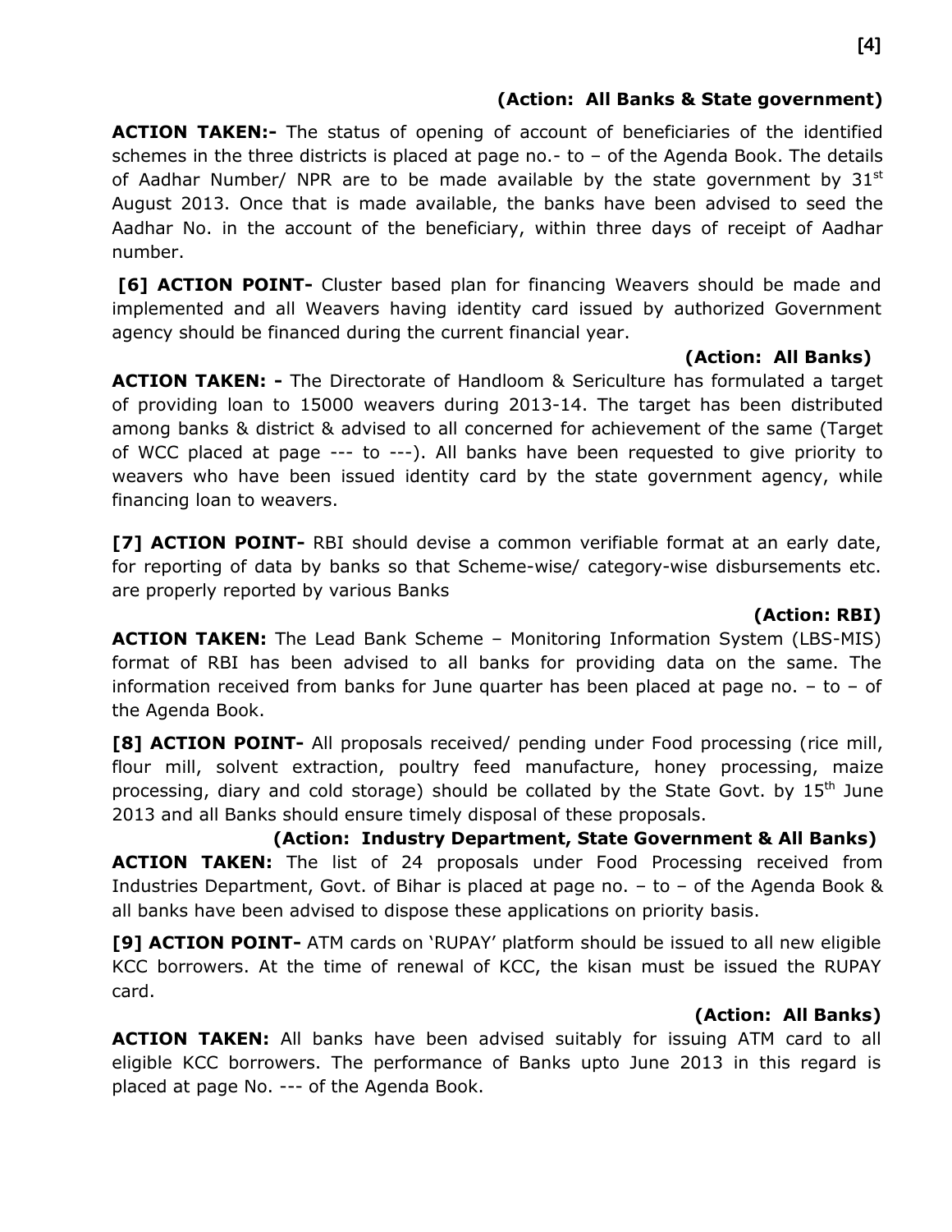**(Action: All Banks & State government)**

**ACTION TAKEN:-** The status of opening of account of beneficiaries of the identified schemes in the three districts is placed at page no.- to – of the Agenda Book. The details of Aadhar Number/ NPR are to be made available by the state government by 31st August 2013. Once that is made available, the banks have been advised to seed the Aadhar No. in the account of the beneficiary, within three days of receipt of Aadhar number.

**[6] ACTION POINT-** Cluster based plan for financing Weavers should be made and implemented and all Weavers having identity card issued by authorized Government agency should be financed during the current financial year.

**(Action: All Banks)**

**ACTION TAKEN: -** The Directorate of Handloom & Sericulture has formulated a target of providing loan to 15000 weavers during 2013-14. The target has been distributed among banks & district & advised to all concerned for achievement of the same (Target of WCC placed at page --- to ---). All banks have been requested to give priority to weavers who have been issued identity card by the state government agency, while financing loan to weavers.

**[7] ACTION POINT-** RBI should devise a common verifiable format at an early date, for reporting of data by banks so that Scheme-wise/ category-wise disbursements etc. are properly reported by various Banks

**(Action: RBI)**

**ACTION TAKEN:** The Lead Bank Scheme – Monitoring Information System (LBS-MIS) format of RBI has been advised to all banks for providing data on the same. The information received from banks for June quarter has been placed at page no. – to – of the Agenda Book.

**[8] ACTION POINT-** All proposals received/ pending under Food processing (rice mill, flour mill, solvent extraction, poultry feed manufacture, honey processing, maize processing, diary and cold storage) should be collated by the State Govt. by 15th June 2013 and all Banks should ensure timely disposal of these proposals.

**(Action: Industry Department, State Government & All Banks)**

**ACTION TAKEN:** The list of 24 proposals under Food Processing received from Industries Department, Govt. of Bihar is placed at page no. – to – of the Agenda Book & all banks have been advised to dispose these applications on priority basis.

**[9] ACTION POINT-** ATM cards on 'RUPAY' platform should be issued to all new eligible KCC borrowers. At the time of renewal of KCC, the kisan must be issued the RUPAY card.

**(Action: All Banks)**

**ACTION TAKEN:** All banks have been advised suitably for issuing ATM card to all eligible KCC borrowers. The performance of Banks upto June 2013 in this regard is placed at page No. --- of the Agenda Book.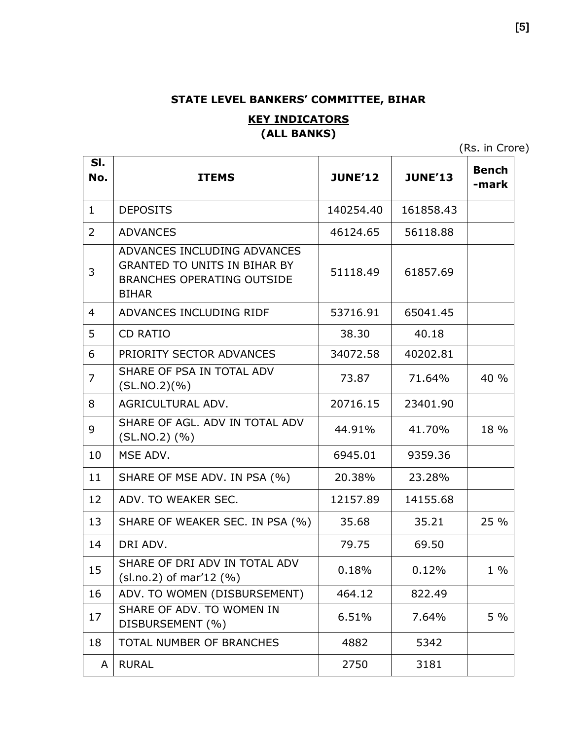**STATE LEVEL BANKERS' COMMITTEE, BIHAR**

**KEY INDICATORS**
**(ALL BANKS)**

(Rs. in Crore)

| Sl. No. | ITEMS | JUNE'12 | JUNE'13 | Bench -mark |
|---|---|---|---|---|
| 1 | DEPOSITS | 140254.40 | 161858.43 | |
| 2 | ADVANCES | 46124.65 | 56118.88 | |
| 3 | ADVANCES INCLUDING ADVANCES GRANTED TO UNITS IN BIHAR BY BRANCHES OPERATING OUTSIDE BIHAR | 51118.49 | 61857.69 | |
| 4 | ADVANCES INCLUDING RIDF | 53716.91 | 65041.45 | |
| 5 | CD RATIO | 38.30 | 40.18 | |
| 6 | PRIORITY SECTOR ADVANCES | 34072.58 | 40202.81 | |
| 7 | SHARE OF PSA IN TOTAL ADV (SL.NO.2)(%) | 73.87 | 71.64% | 40 % |
| 8 | AGRICULTURAL ADV. | 20716.15 | 23401.90 | |
| 9 | SHARE OF AGL. ADV IN TOTAL ADV (SL.NO.2) (%) | 44.91% | 41.70% | 18 % |
| 10 | MSE ADV. | 6945.01 | 9359.36 | |
| 11 | SHARE OF MSE ADV. IN PSA (%) | 20.38% | 23.28% | |
| 12 | ADV. TO WEAKER SEC. | 12157.89 | 14155.68 | |
| 13 | SHARE OF WEAKER SEC. IN PSA (%) | 35.68 | 35.21 | 25 % |
| 14 | DRI ADV. | 79.75 | 69.50 | |
| 15 | SHARE OF DRI ADV IN TOTAL ADV (sl.no.2) of mar'12 (%) | 0.18% | 0.12% | 1 % |
| 16 | ADV. TO WOMEN (DISBURSEMENT) | 464.12 | 822.49 | |
| 17 | SHARE OF ADV. TO WOMEN IN DISBURSEMENT (%) | 6.51% | 7.64% | 5 % |
| 18 | TOTAL NUMBER OF BRANCHES | 4882 | 5342 | |
| A | RURAL | 2750 | 3181 | |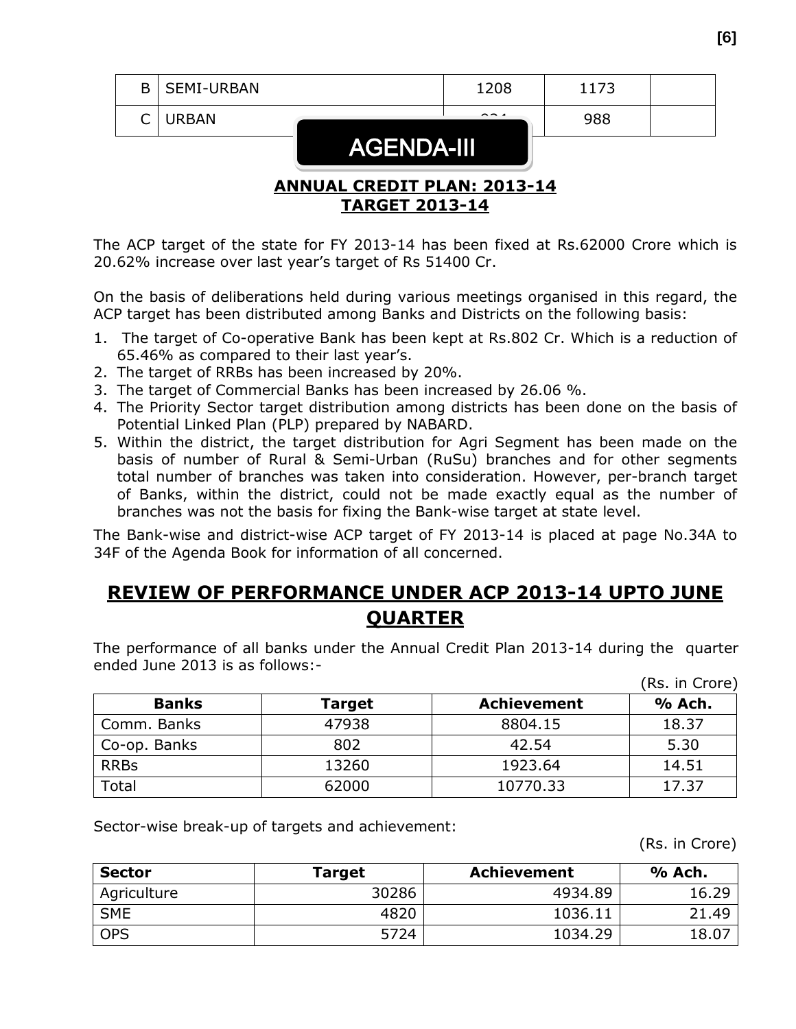| B | SEMI-URBAN | 1208 | 1173 | |
|---|---|---|---|---|
| C | URBAN | 934 | 988 | |

# AGENDA-III

## ANNUAL CREDIT PLAN: 2013-14
## TARGET 2013-14

The ACP target of the state for FY 2013-14 has been fixed at Rs.62000 Crore which is 20.62% increase over last year's target of Rs 51400 Cr.

On the basis of deliberations held during various meetings organised in this regard, the ACP target has been distributed among Banks and Districts on the following basis:

1. The target of Co-operative Bank has been kept at Rs.802 Cr. Which is a reduction of 65.46% as compared to their last year's.
2. The target of RRBs has been increased by 20%.
3. The target of Commercial Banks has been increased by 26.06 %.
4. The Priority Sector target distribution among districts has been done on the basis of Potential Linked Plan (PLP) prepared by NABARD.
5. Within the district, the target distribution for Agri Segment has been made on the basis of number of Rural & Semi-Urban (RuSu) branches and for other segments total number of branches was taken into consideration. However, per-branch target of Banks, within the district, could not be made exactly equal as the number of branches was not the basis for fixing the Bank-wise target at state level.

The Bank-wise and district-wise ACP target of FY 2013-14 is placed at page No.34A to 34F of the Agenda Book for information of all concerned.

## REVIEW OF PERFORMANCE UNDER ACP 2013-14 UPTO JUNE QUARTER

The performance of all banks under the Annual Credit Plan 2013-14 during the quarter ended June 2013 is as follows:-

(Rs. in Crore)

| Banks | Target | Achievement | % Ach. |
|---|---|---|---|
| Comm. Banks | 47938 | 8804.15 | 18.37 |
| Co-op. Banks | 802 | 42.54 | 5.30 |
| RRBs | 13260 | 1923.64 | 14.51 |
| Total | 62000 | 10770.33 | 17.37 |

Sector-wise break-up of targets and achievement:

(Rs. in Crore)

| Sector | Target | Achievement | % Ach. |
|---|---|---|---|
| Agriculture | 30286 | 4934.89 | 16.29 |
| SME | 4820 | 1036.11 | 21.49 |
| OPS | 5724 | 1034.29 | 18.07 |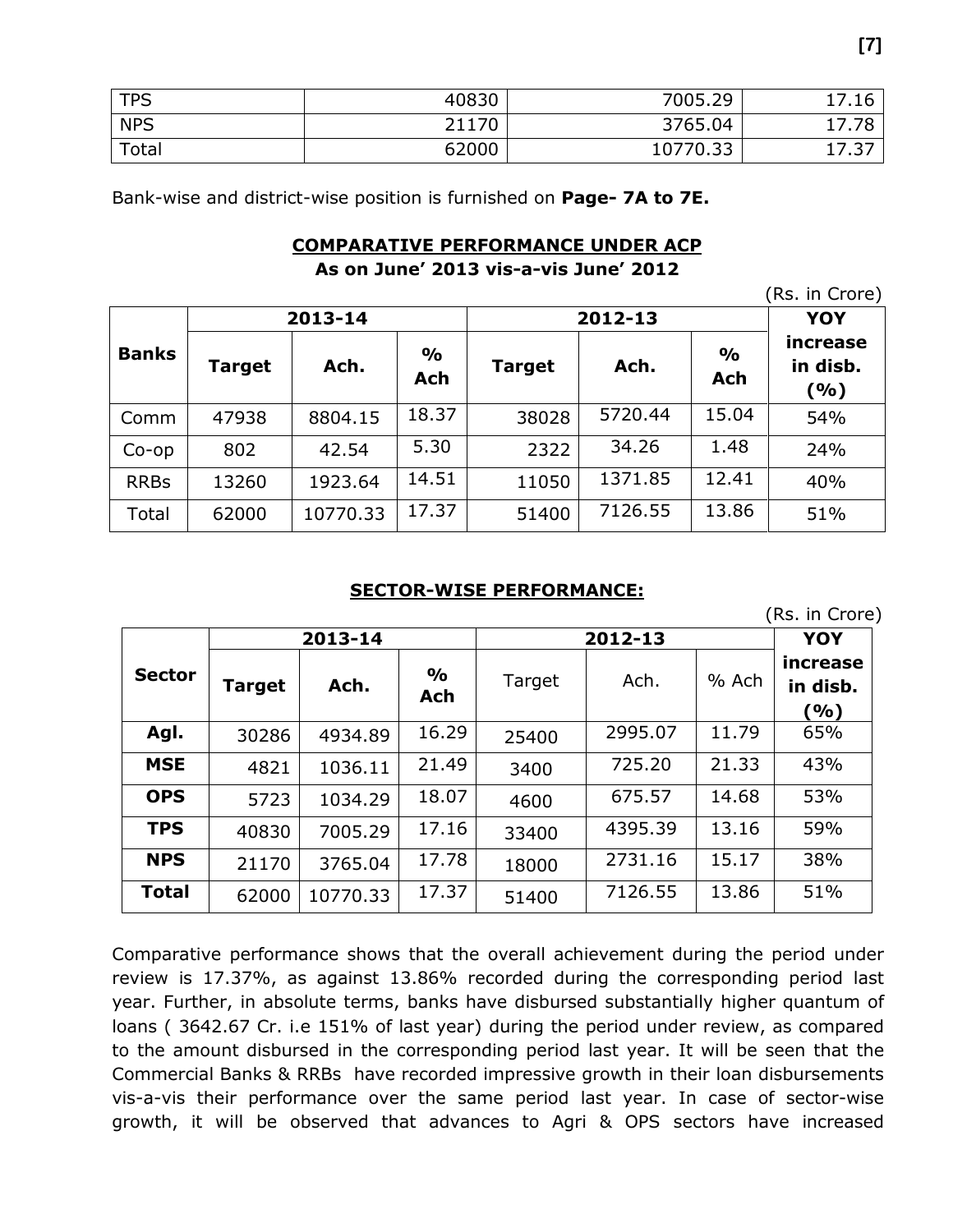| TPS | 40830 | 7005.29 | 17.16 |
|---|---|---|---|
| NPS | 21170 | 3765.04 | 17.78 |
| Total | 62000 | 10770.33 | 17.37 |

Bank-wise and district-wise position is furnished on **Page- 7A to 7E.**

**COMPARATIVE PERFORMANCE UNDER ACP**
**As on June' 2013 vis-a-vis June' 2012**

(Rs. in Crore)

| Banks | 2013-14 | | | 2012-13 | | | YOY increase in disb. (%) |
|---|---|---|---|---|---|---|---|
| | Target | Ach. | % Ach | Target | Ach. | % Ach | |
| Comm | 47938 | 8804.15 | 18.37 | 38028 | 5720.44 | 15.04 | 54% |
| Co-op | 802 | 42.54 | 5.30 | 2322 | 34.26 | 1.48 | 24% |
| RRBs | 13260 | 1923.64 | 14.51 | 11050 | 1371.85 | 12.41 | 40% |
| Total | 62000 | 10770.33 | 17.37 | 51400 | 7126.55 | 13.86 | 51% |

**SECTOR-WISE PERFORMANCE:**

(Rs. in Crore)

| Sector | 2013-14 | | | 2012-13 | | | YOY increase in disb. (%) |
|---|---|---|---|---|---|---|---|
| | Target | Ach. | % Ach | Target | Ach. | % Ach | |
| **Agl.** | 30286 | 4934.89 | 16.29 | 25400 | 2995.07 | 11.79 | 65% |
| **MSE** | 4821 | 1036.11 | 21.49 | 3400 | 725.20 | 21.33 | 43% |
| **OPS** | 5723 | 1034.29 | 18.07 | 4600 | 675.57 | 14.68 | 53% |
| **TPS** | 40830 | 7005.29 | 17.16 | 33400 | 4395.39 | 13.16 | 59% |
| **NPS** | 21170 | 3765.04 | 17.78 | 18000 | 2731.16 | 15.17 | 38% |
| **Total** | 62000 | 10770.33 | 17.37 | 51400 | 7126.55 | 13.86 | 51% |

Comparative performance shows that the overall achievement during the period under review is 17.37%, as against 13.86% recorded during the corresponding period last year. Further, in absolute terms, banks have disbursed substantially higher quantum of loans ( 3642.67 Cr. i.e 151% of last year) during the period under review, as compared to the amount disbursed in the corresponding period last year. It will be seen that the Commercial Banks & RRBs have recorded impressive growth in their loan disbursements vis-a-vis their performance over the same period last year. In case of sector-wise growth, it will be observed that advances to Agri & OPS sectors have increased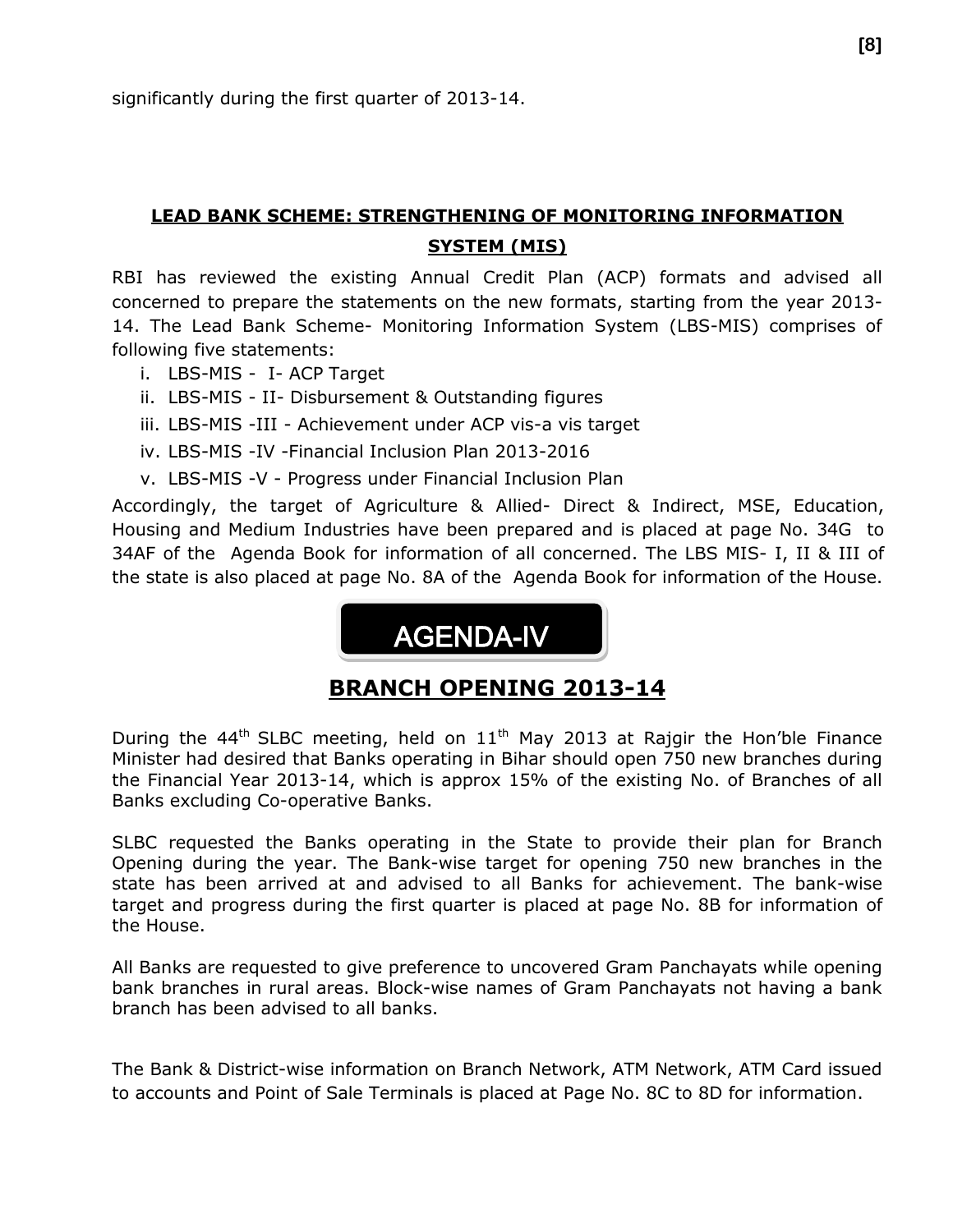significantly during the first quarter of 2013-14.

## LEAD BANK SCHEME: STRENGTHENING OF MONITORING INFORMATION SYSTEM (MIS)

RBI has reviewed the existing Annual Credit Plan (ACP) formats and advised all concerned to prepare the statements on the new formats, starting from the year 2013-14. The Lead Bank Scheme- Monitoring Information System (LBS-MIS) comprises of following five statements:

i. LBS-MIS - I- ACP Target
ii. LBS-MIS - II- Disbursement & Outstanding figures
iii. LBS-MIS -III - Achievement under ACP vis-a vis target
iv. LBS-MIS -IV -Financial Inclusion Plan 2013-2016
v. LBS-MIS -V - Progress under Financial Inclusion Plan

Accordingly, the target of Agriculture & Allied- Direct & Indirect, MSE, Education, Housing and Medium Industries have been prepared and is placed at page No. 34G to 34AF of the Agenda Book for information of all concerned. The LBS MIS- I, II & III of the state is also placed at page No. 8A of the Agenda Book for information of the House.

# AGENDA-IV

## BRANCH OPENING 2013-14

During the 44th SLBC meeting, held on 11th May 2013 at Rajgir the Hon'ble Finance Minister had desired that Banks operating in Bihar should open 750 new branches during the Financial Year 2013-14, which is approx 15% of the existing No. of Branches of all Banks excluding Co-operative Banks.

SLBC requested the Banks operating in the State to provide their plan for Branch Opening during the year. The Bank-wise target for opening 750 new branches in the state has been arrived at and advised to all Banks for achievement. The bank-wise target and progress during the first quarter is placed at page No. 8B for information of the House.

All Banks are requested to give preference to uncovered Gram Panchayats while opening bank branches in rural areas. Block-wise names of Gram Panchayats not having a bank branch has been advised to all banks.

The Bank & District-wise information on Branch Network, ATM Network, ATM Card issued to accounts and Point of Sale Terminals is placed at Page No. 8C to 8D for information.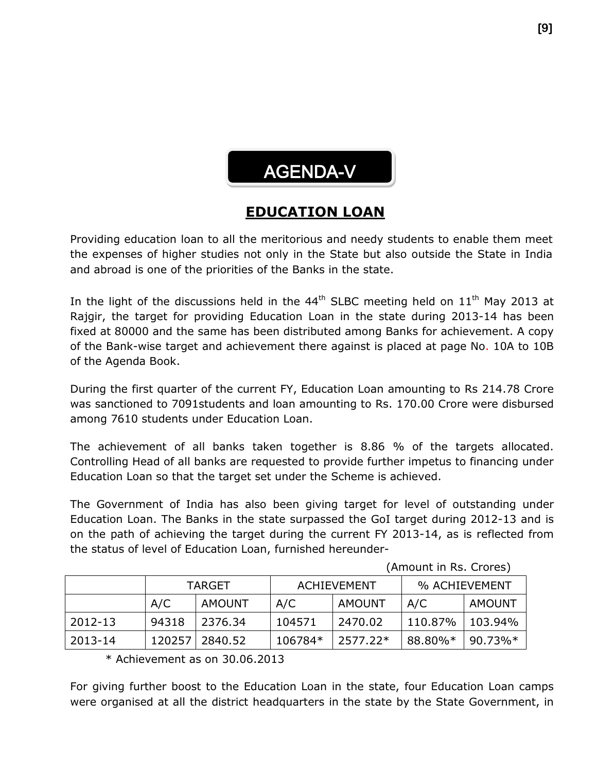# AGENDA-V

## EDUCATION LOAN

Providing education loan to all the meritorious and needy students to enable them meet the expenses of higher studies not only in the State but also outside the State in India and abroad is one of the priorities of the Banks in the state.

In the light of the discussions held in the 44th SLBC meeting held on 11th May 2013 at Rajgir, the target for providing Education Loan in the state during 2013-14 has been fixed at 80000 and the same has been distributed among Banks for achievement. A copy of the Bank-wise target and achievement there against is placed at page No. 10A to 10B of the Agenda Book.

During the first quarter of the current FY, Education Loan amounting to Rs 214.78 Crore was sanctioned to 7091students and loan amounting to Rs. 170.00 Crore were disbursed among 7610 students under Education Loan.

The achievement of all banks taken together is 8.86 % of the targets allocated. Controlling Head of all banks are requested to provide further impetus to financing under Education Loan so that the target set under the Scheme is achieved.

The Government of India has also been giving target for level of outstanding under Education Loan. The Banks in the state surpassed the GoI target during 2012-13 and is on the path of achieving the target during the current FY 2013-14, as is reflected from the status of level of Education Loan, furnished hereunder-

(Amount in Rs. Crores)

| | TARGET | | ACHIEVEMENT | | % ACHIEVEMENT | |
|---|---|---|---|---|---|---|
| | A/C | AMOUNT | A/C | AMOUNT | A/C | AMOUNT |
| 2012-13 | 94318 | 2376.34 | 104571 | 2470.02 | 110.87% | 103.94% |
| 2013-14 | 120257 | 2840.52 | 106784* | 2577.22* | 88.80%* | 90.73%* |

\* Achievement as on 30.06.2013

For giving further boost to the Education Loan in the state, four Education Loan camps were organised at all the district headquarters in the state by the State Government, in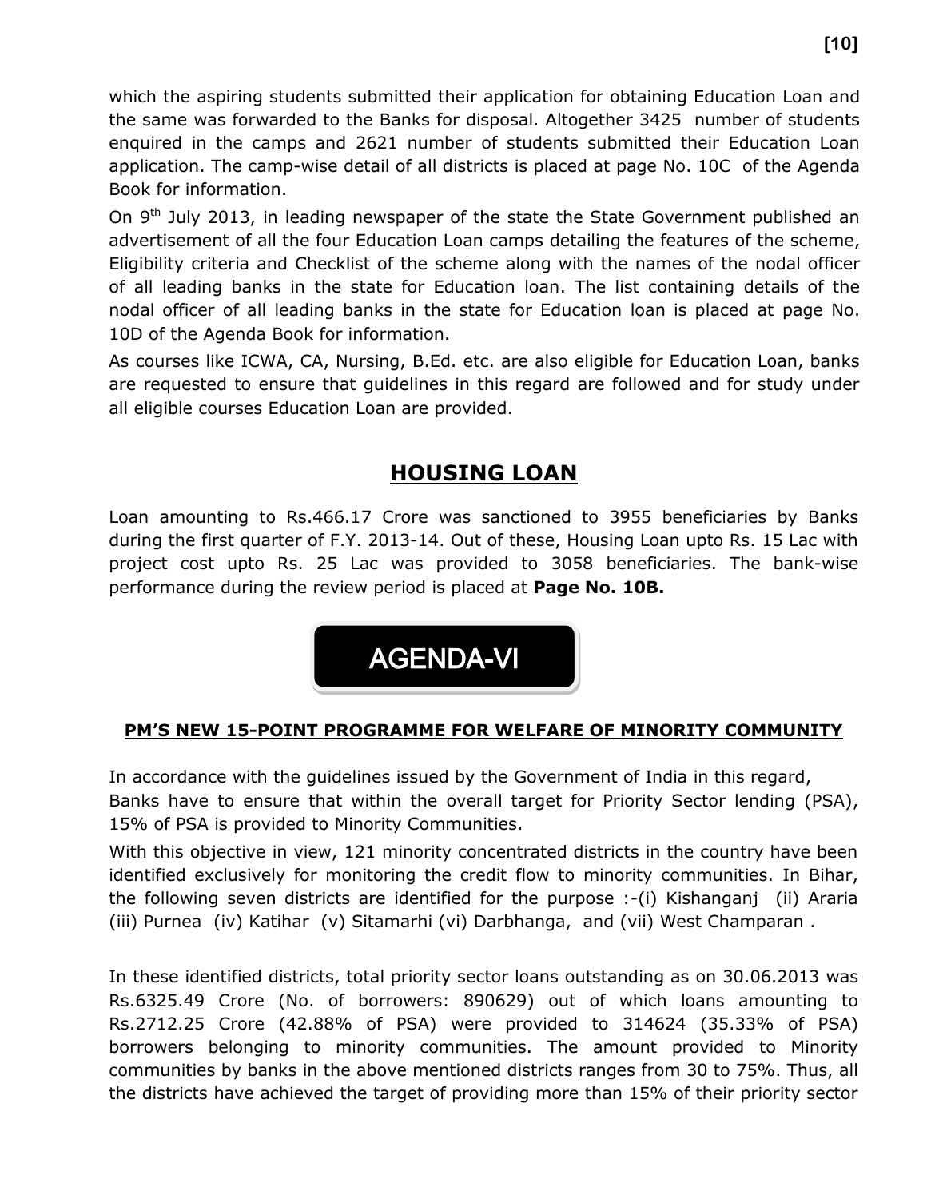which the aspiring students submitted their application for obtaining Education Loan and the same was forwarded to the Banks for disposal. Altogether 3425 number of students enquired in the camps and 2621 number of students submitted their Education Loan application. The camp-wise detail of all districts is placed at page No. 10C of the Agenda Book for information.

On 9th July 2013, in leading newspaper of the state the State Government published an advertisement of all the four Education Loan camps detailing the features of the scheme, Eligibility criteria and Checklist of the scheme along with the names of the nodal officer of all leading banks in the state for Education loan. The list containing details of the nodal officer of all leading banks in the state for Education loan is placed at page No. 10D of the Agenda Book for information.

As courses like ICWA, CA, Nursing, B.Ed. etc. are also eligible for Education Loan, banks are requested to ensure that guidelines in this regard are followed and for study under all eligible courses Education Loan are provided.

## HOUSING LOAN

Loan amounting to Rs.466.17 Crore was sanctioned to 3955 beneficiaries by Banks during the first quarter of F.Y. 2013-14. Out of these, Housing Loan upto Rs. 15 Lac with project cost upto Rs. 25 Lac was provided to 3058 beneficiaries. The bank-wise performance during the review period is placed at **Page No. 10B.**

# AGENDA-VI

### PM'S NEW 15-POINT PROGRAMME FOR WELFARE OF MINORITY COMMUNITY

In accordance with the guidelines issued by the Government of India in this regard, Banks have to ensure that within the overall target for Priority Sector lending (PSA), 15% of PSA is provided to Minority Communities.

With this objective in view, 121 minority concentrated districts in the country have been identified exclusively for monitoring the credit flow to minority communities. In Bihar, the following seven districts are identified for the purpose :-(i) Kishanganj (ii) Araria (iii) Purnea (iv) Katihar (v) Sitamarhi (vi) Darbhanga, and (vii) West Champaran .

In these identified districts, total priority sector loans outstanding as on 30.06.2013 was Rs.6325.49 Crore (No. of borrowers: 890629) out of which loans amounting to Rs.2712.25 Crore (42.88% of PSA) were provided to 314624 (35.33% of PSA) borrowers belonging to minority communities. The amount provided to Minority communities by banks in the above mentioned districts ranges from 30 to 75%. Thus, all the districts have achieved the target of providing more than 15% of their priority sector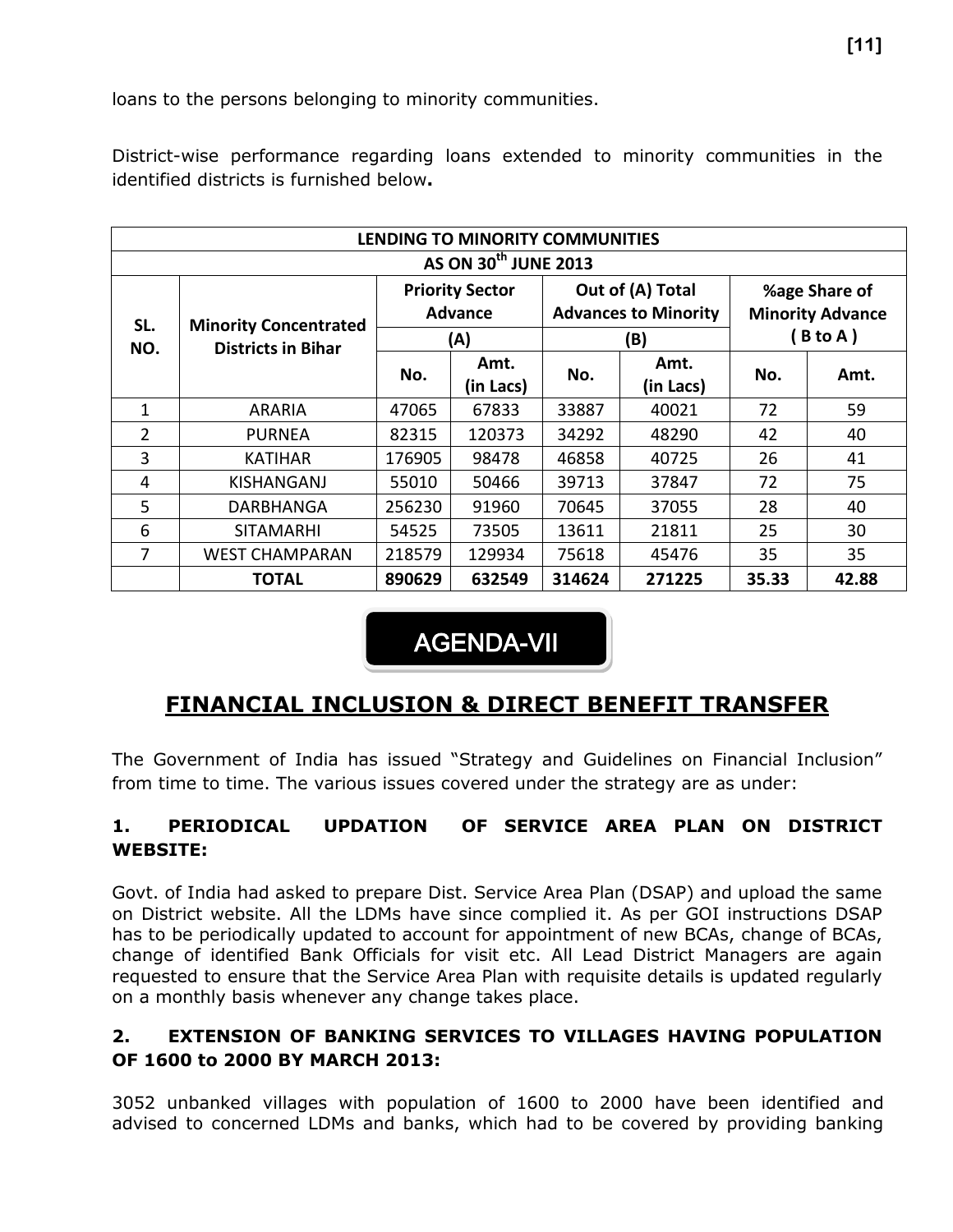loans to the persons belonging to minority communities.

District-wise performance regarding loans extended to minority communities in the identified districts is furnished below**.**

| LENDING TO MINORITY COMMUNITIES AS ON 30th JUNE 2013 | | | | | | | |
|---|---|---|---|---|---|---|---|
| SL. NO. | Minority Concentrated Districts in Bihar | Priority Sector Advance (A) | | Out of (A) Total Advances to Minority (B) | | %age Share of Minority Advance ( B to A ) | |
| | | No. | Amt. (in Lacs) | No. | Amt. (in Lacs) | No. | Amt. |
| 1 | ARARIA | 47065 | 67833 | 33887 | 40021 | 72 | 59 |
| 2 | PURNEA | 82315 | 120373 | 34292 | 48290 | 42 | 40 |
| 3 | KATIHAR | 176905 | 98478 | 46858 | 40725 | 26 | 41 |
| 4 | KISHANGANJ | 55010 | 50466 | 39713 | 37847 | 72 | 75 |
| 5 | DARBHANGA | 256230 | 91960 | 70645 | 37055 | 28 | 40 |
| 6 | SITAMARHI | 54525 | 73505 | 13611 | 21811 | 25 | 30 |
| 7 | WEST CHAMPARAN | 218579 | 129934 | 75618 | 45476 | 35 | 35 |
| | **TOTAL** | **890629** | **632549** | **314624** | **271225** | **35.33** | **42.88** |

# AGENDA-VII

## FINANCIAL INCLUSION & DIRECT BENEFIT TRANSFER

The Government of India has issued "Strategy and Guidelines on Financial Inclusion" from time to time. The various issues covered under the strategy are as under:

### 1. PERIODICAL UPDATION OF SERVICE AREA PLAN ON DISTRICT WEBSITE:

Govt. of India had asked to prepare Dist. Service Area Plan (DSAP) and upload the same on District website. All the LDMs have since complied it. As per GOI instructions DSAP has to be periodically updated to account for appointment of new BCAs, change of BCAs, change of identified Bank Officials for visit etc. All Lead District Managers are again requested to ensure that the Service Area Plan with requisite details is updated regularly on a monthly basis whenever any change takes place.

### 2. EXTENSION OF BANKING SERVICES TO VILLAGES HAVING POPULATION OF 1600 to 2000 BY MARCH 2013:

3052 unbanked villages with population of 1600 to 2000 have been identified and advised to concerned LDMs and banks, which had to be covered by providing banking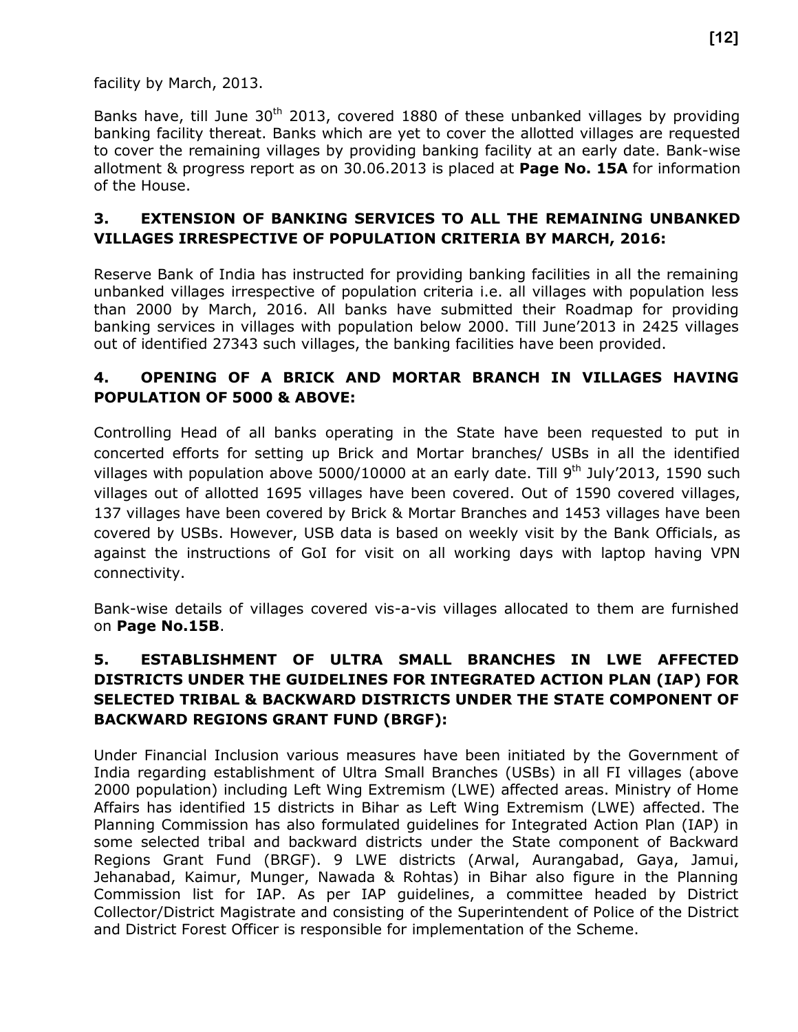facility by March, 2013.

Banks have, till June 30th 2013, covered 1880 of these unbanked villages by providing banking facility thereat. Banks which are yet to cover the allotted villages are requested to cover the remaining villages by providing banking facility at an early date. Bank-wise allotment & progress report as on 30.06.2013 is placed at **Page No. 15A** for information of the House.

## 3. EXTENSION OF BANKING SERVICES TO ALL THE REMAINING UNBANKED VILLAGES IRRESPECTIVE OF POPULATION CRITERIA BY MARCH, 2016:

Reserve Bank of India has instructed for providing banking facilities in all the remaining unbanked villages irrespective of population criteria i.e. all villages with population less than 2000 by March, 2016. All banks have submitted their Roadmap for providing banking services in villages with population below 2000. Till June'2013 in 2425 villages out of identified 27343 such villages, the banking facilities have been provided.

## 4. OPENING OF A BRICK AND MORTAR BRANCH IN VILLAGES HAVING POPULATION OF 5000 & ABOVE:

Controlling Head of all banks operating in the State have been requested to put in concerted efforts for setting up Brick and Mortar branches/ USBs in all the identified villages with population above 5000/10000 at an early date. Till 9th July'2013, 1590 such villages out of allotted 1695 villages have been covered. Out of 1590 covered villages, 137 villages have been covered by Brick & Mortar Branches and 1453 villages have been covered by USBs. However, USB data is based on weekly visit by the Bank Officials, as against the instructions of GoI for visit on all working days with laptop having VPN connectivity.

Bank-wise details of villages covered vis-a-vis villages allocated to them are furnished on **Page No.15B**.

## 5. ESTABLISHMENT OF ULTRA SMALL BRANCHES IN LWE AFFECTED DISTRICTS UNDER THE GUIDELINES FOR INTEGRATED ACTION PLAN (IAP) FOR SELECTED TRIBAL & BACKWARD DISTRICTS UNDER THE STATE COMPONENT OF BACKWARD REGIONS GRANT FUND (BRGF):

Under Financial Inclusion various measures have been initiated by the Government of India regarding establishment of Ultra Small Branches (USBs) in all FI villages (above 2000 population) including Left Wing Extremism (LWE) affected areas. Ministry of Home Affairs has identified 15 districts in Bihar as Left Wing Extremism (LWE) affected. The Planning Commission has also formulated guidelines for Integrated Action Plan (IAP) in some selected tribal and backward districts under the State component of Backward Regions Grant Fund (BRGF). 9 LWE districts (Arwal, Aurangabad, Gaya, Jamui, Jehanabad, Kaimur, Munger, Nawada & Rohtas) in Bihar also figure in the Planning Commission list for IAP. As per IAP guidelines, a committee headed by District Collector/District Magistrate and consisting of the Superintendent of Police of the District and District Forest Officer is responsible for implementation of the Scheme.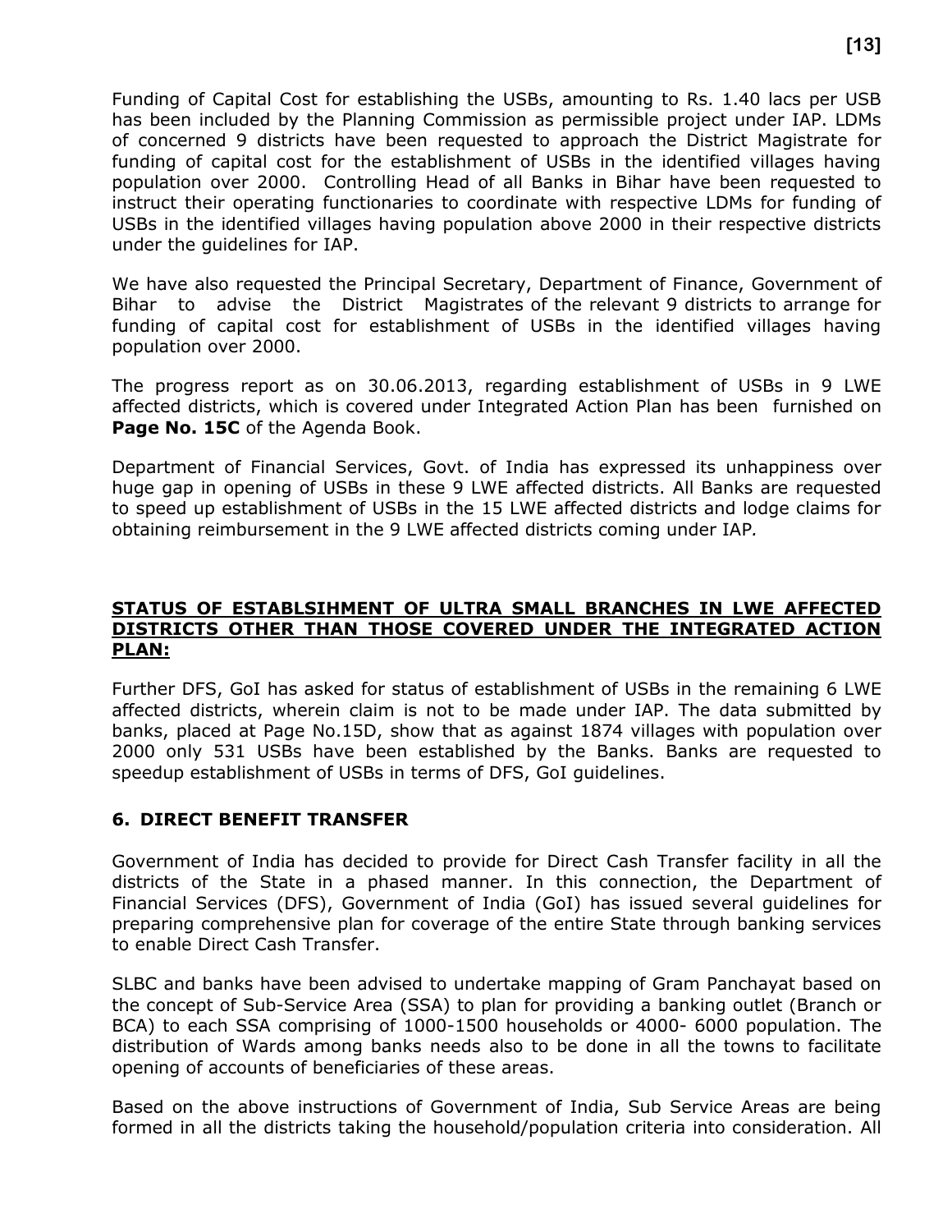Funding of Capital Cost for establishing the USBs, amounting to Rs. 1.40 lacs per USB has been included by the Planning Commission as permissible project under IAP. LDMs of concerned 9 districts have been requested to approach the District Magistrate for funding of capital cost for the establishment of USBs in the identified villages having population over 2000. Controlling Head of all Banks in Bihar have been requested to instruct their operating functionaries to coordinate with respective LDMs for funding of USBs in the identified villages having population above 2000 in their respective districts under the guidelines for IAP.

We have also requested the Principal Secretary, Department of Finance, Government of Bihar to advise the District Magistrates of the relevant 9 districts to arrange for funding of capital cost for establishment of USBs in the identified villages having population over 2000.

The progress report as on 30.06.2013, regarding establishment of USBs in 9 LWE affected districts, which is covered under Integrated Action Plan has been furnished on **Page No. 15C** of the Agenda Book.

Department of Financial Services, Govt. of India has expressed its unhappiness over huge gap in opening of USBs in these 9 LWE affected districts. All Banks are requested to speed up establishment of USBs in the 15 LWE affected districts and lodge claims for obtaining reimbursement in the 9 LWE affected districts coming under IAP*.*

**STATUS OF ESTABLSIHMENT OF ULTRA SMALL BRANCHES IN LWE AFFECTED DISTRICTS OTHER THAN THOSE COVERED UNDER THE INTEGRATED ACTION PLAN:**

Further DFS, GoI has asked for status of establishment of USBs in the remaining 6 LWE affected districts, wherein claim is not to be made under IAP. The data submitted by banks, placed at Page No.15D, show that as against 1874 villages with population over 2000 only 531 USBs have been established by the Banks. Banks are requested to speedup establishment of USBs in terms of DFS, GoI guidelines.

## 6. DIRECT BENEFIT TRANSFER

Government of India has decided to provide for Direct Cash Transfer facility in all the districts of the State in a phased manner. In this connection, the Department of Financial Services (DFS), Government of India (GoI) has issued several guidelines for preparing comprehensive plan for coverage of the entire State through banking services to enable Direct Cash Transfer.

SLBC and banks have been advised to undertake mapping of Gram Panchayat based on the concept of Sub-Service Area (SSA) to plan for providing a banking outlet (Branch or BCA) to each SSA comprising of 1000-1500 households or 4000- 6000 population. The distribution of Wards among banks needs also to be done in all the towns to facilitate opening of accounts of beneficiaries of these areas.

Based on the above instructions of Government of India, Sub Service Areas are being formed in all the districts taking the household/population criteria into consideration. All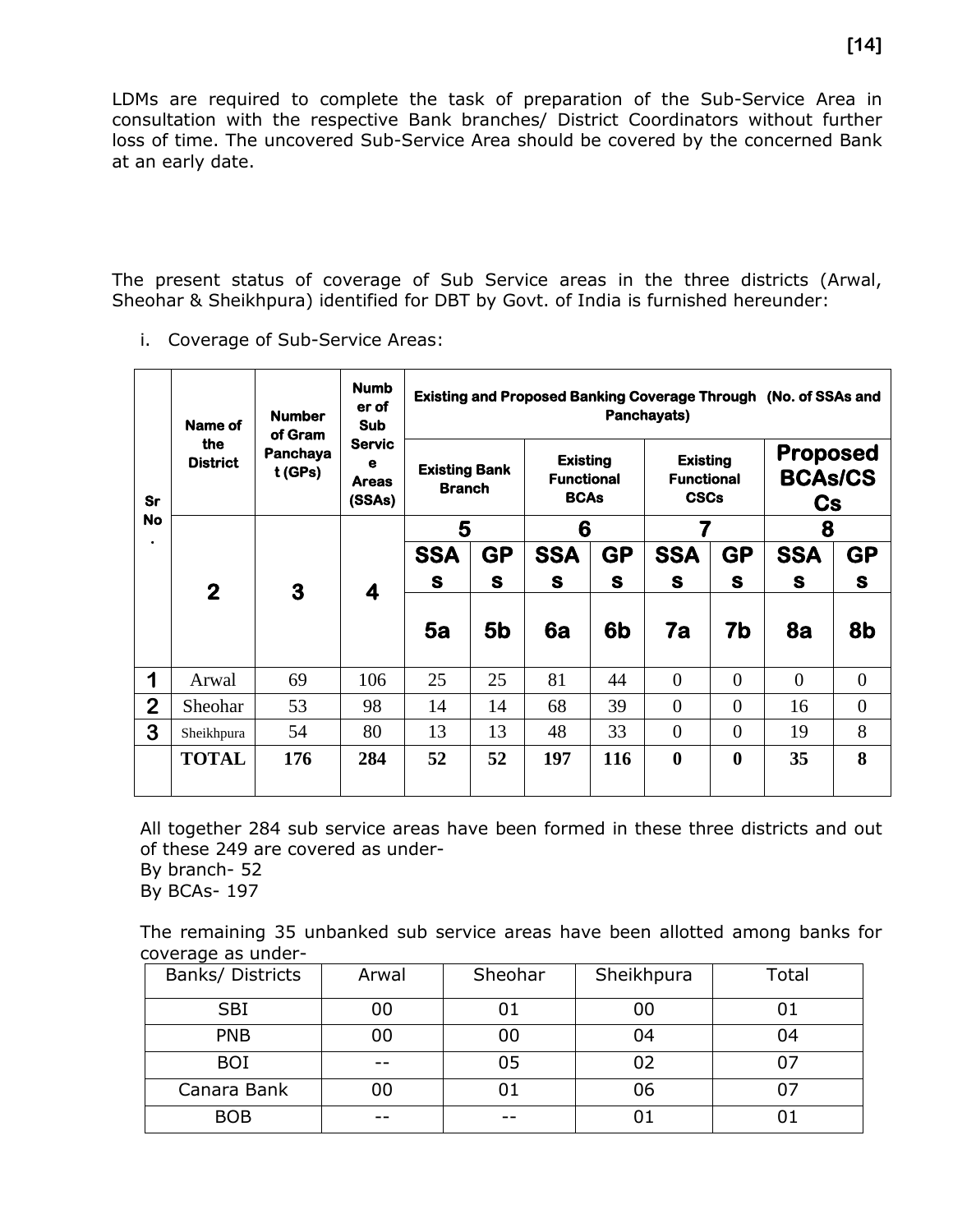LDMs are required to complete the task of preparation of the Sub-Service Area in consultation with the respective Bank branches/ District Coordinators without further loss of time. The uncovered Sub-Service Area should be covered by the concerned Bank at an early date.

The present status of coverage of Sub Service areas in the three districts (Arwal, Sheohar & Sheikhpura) identified for DBT by Govt. of India is furnished hereunder:

i. Coverage of Sub-Service Areas:

| Sr No. | Name of the District | Number of Gram Panchayat (GPs) | Number of Sub Service Areas (SSAs) | Existing and Proposed Banking Coverage Through (No. of SSAs and Panchayats) | | | | | | | |
|---|---|---|---|---|---|---|---|---|---|---|---|
| | | | | Existing Bank Branch | | Existing Functional BCAs | | Existing Functional CSCs | | Proposed BCAs/CSCs | |
| | | | | 5 | | 6 | | 7 | | 8 | |
| | | | | SSAs | GPs | SSAs | GPs | SSAs | GPs | SSAs | GPs |
| | 2 | 3 | 4 | 5a | 5b | 6a | 6b | 7a | 7b | 8a | 8b |
| 1 | Arwal | 69 | 106 | 25 | 25 | 81 | 44 | 0 | 0 | 0 | 0 |
| 2 | Sheohar | 53 | 98 | 14 | 14 | 68 | 39 | 0 | 0 | 16 | 0 |
| 3 | Sheikhpura | 54 | 80 | 13 | 13 | 48 | 33 | 0 | 0 | 19 | 8 |
| | **TOTAL** | **176** | **284** | **52** | **52** | **197** | **116** | **0** | **0** | **35** | **8** |

All together 284 sub service areas have been formed in these three districts and out of these 249 are covered as under-
By branch- 52
By BCAs- 197

The remaining 35 unbanked sub service areas have been allotted among banks for coverage as under-

| Banks/ Districts | Arwal | Sheohar | Sheikhpura | Total |
|---|---|---|---|---|
| SBI | 00 | 01 | 00 | 01 |
| PNB | 00 | 00 | 04 | 04 |
| BOI | -- | 05 | 02 | 07 |
| Canara Bank | 00 | 01 | 06 | 07 |
| BOB | -- | -- | 01 | 01 |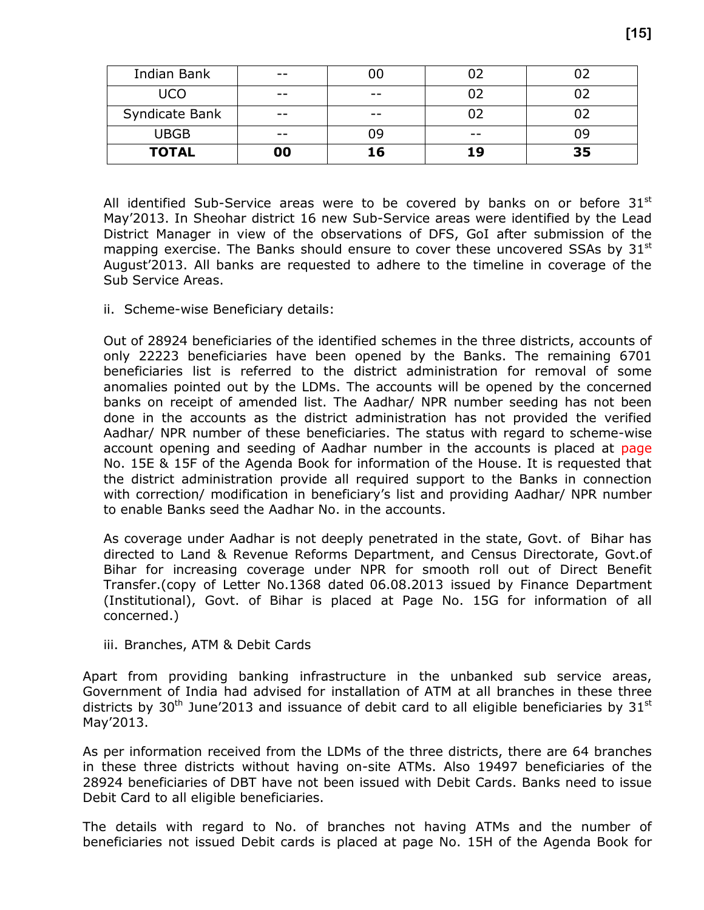| Indian Bank | -- | 00 | 02 | 02 |
|---|---|---|---|---|
| UCO | -- | -- | 02 | 02 |
| Syndicate Bank | -- | -- | 02 | 02 |
| UBGB | -- | 09 | -- | 09 |
| **TOTAL** | **00** | **16** | **19** | **35** |

All identified Sub-Service areas were to be covered by banks on or before 31st May'2013. In Sheohar district 16 new Sub-Service areas were identified by the Lead District Manager in view of the observations of DFS, GoI after submission of the mapping exercise. The Banks should ensure to cover these uncovered SSAs by 31st August'2013. All banks are requested to adhere to the timeline in coverage of the Sub Service Areas.

ii. Scheme-wise Beneficiary details:

Out of 28924 beneficiaries of the identified schemes in the three districts, accounts of only 22223 beneficiaries have been opened by the Banks. The remaining 6701 beneficiaries list is referred to the district administration for removal of some anomalies pointed out by the LDMs. The accounts will be opened by the concerned banks on receipt of amended list. The Aadhar/ NPR number seeding has not been done in the accounts as the district administration has not provided the verified Aadhar/ NPR number of these beneficiaries. The status with regard to scheme-wise account opening and seeding of Aadhar number in the accounts is placed at page No. 15E & 15F of the Agenda Book for information of the House. It is requested that the district administration provide all required support to the Banks in connection with correction/ modification in beneficiary's list and providing Aadhar/ NPR number to enable Banks seed the Aadhar No. in the accounts.

As coverage under Aadhar is not deeply penetrated in the state, Govt. of Bihar has directed to Land & Revenue Reforms Department, and Census Directorate, Govt.of Bihar for increasing coverage under NPR for smooth roll out of Direct Benefit Transfer.(copy of Letter No.1368 dated 06.08.2013 issued by Finance Department (Institutional), Govt. of Bihar is placed at Page No. 15G for information of all concerned.)

iii. Branches, ATM & Debit Cards

Apart from providing banking infrastructure in the unbanked sub service areas, Government of India had advised for installation of ATM at all branches in these three districts by 30th June'2013 and issuance of debit card to all eligible beneficiaries by 31st May'2013.

As per information received from the LDMs of the three districts, there are 64 branches in these three districts without having on-site ATMs. Also 19497 beneficiaries of the 28924 beneficiaries of DBT have not been issued with Debit Cards. Banks need to issue Debit Card to all eligible beneficiaries.

The details with regard to No. of branches not having ATMs and the number of beneficiaries not issued Debit cards is placed at page No. 15H of the Agenda Book for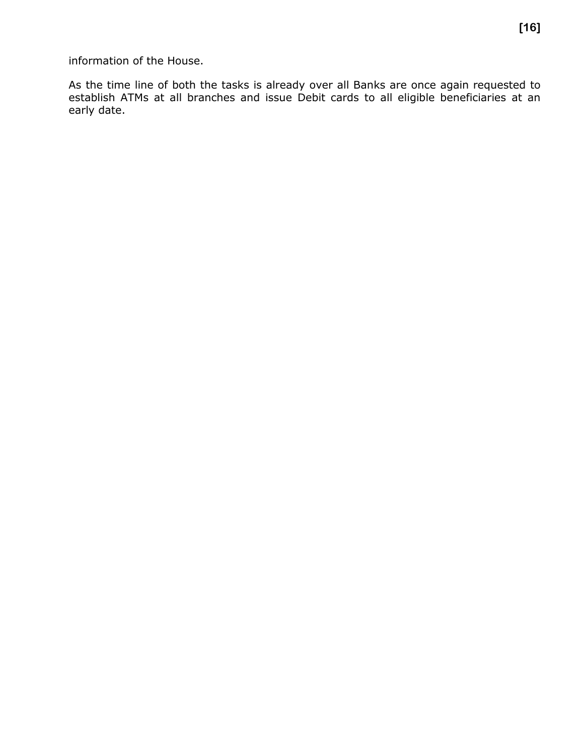information of the House.

As the time line of both the tasks is already over all Banks are once again requested to establish ATMs at all branches and issue Debit cards to all eligible beneficiaries at an early date.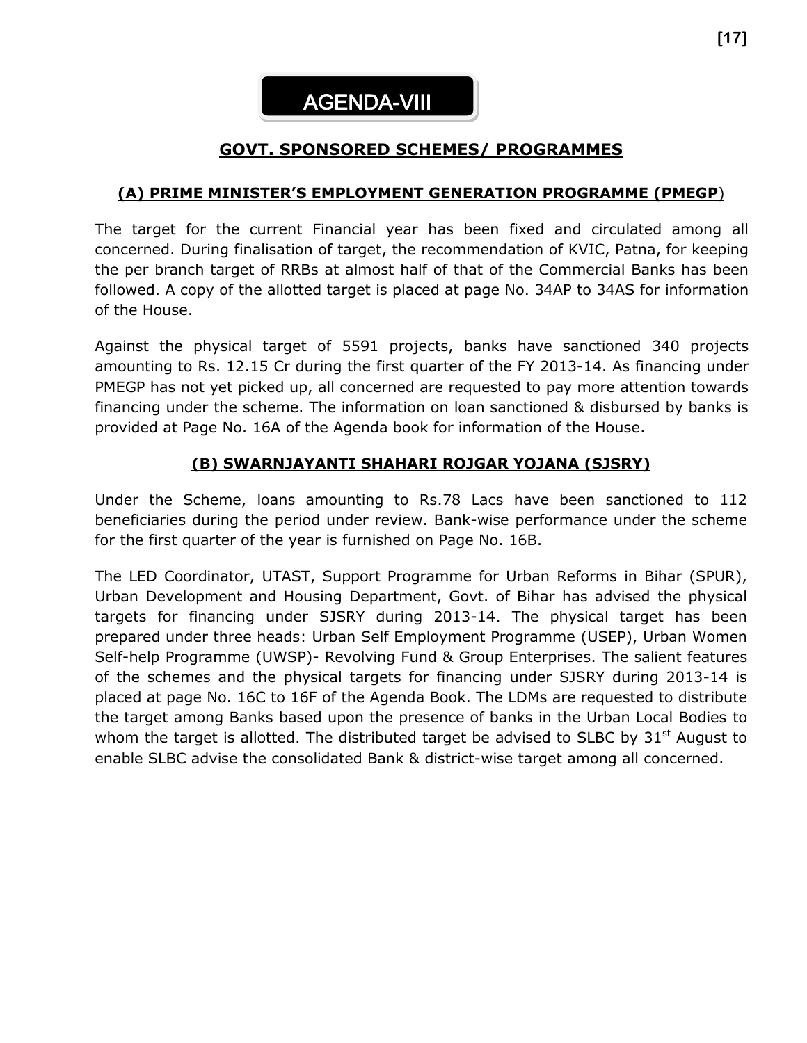# AGENDA-VIII

## GOVT. SPONSORED SCHEMES/ PROGRAMMES

### (A) PRIME MINISTER'S EMPLOYMENT GENERATION PROGRAMME (PMEGP)

The target for the current Financial year has been fixed and circulated among all concerned. During finalisation of target, the recommendation of KVIC, Patna, for keeping the per branch target of RRBs at almost half of that of the Commercial Banks has been followed. A copy of the allotted target is placed at page No. 34AP to 34AS for information of the House.

Against the physical target of 5591 projects, banks have sanctioned 340 projects amounting to Rs. 12.15 Cr during the first quarter of the FY 2013-14. As financing under PMEGP has not yet picked up, all concerned are requested to pay more attention towards financing under the scheme. The information on loan sanctioned & disbursed by banks is provided at Page No. 16A of the Agenda book for information of the House.

### (B) SWARNJAYANTI SHAHARI ROJGAR YOJANA (SJSRY)

Under the Scheme, loans amounting to Rs.78 Lacs have been sanctioned to 112 beneficiaries during the period under review. Bank-wise performance under the scheme for the first quarter of the year is furnished on Page No. 16B.

The LED Coordinator, UTAST, Support Programme for Urban Reforms in Bihar (SPUR), Urban Development and Housing Department, Govt. of Bihar has advised the physical targets for financing under SJSRY during 2013-14. The physical target has been prepared under three heads: Urban Self Employment Programme (USEP), Urban Women Self-help Programme (UWSP)- Revolving Fund & Group Enterprises. The salient features of the schemes and the physical targets for financing under SJSRY during 2013-14 is placed at page No. 16C to 16F of the Agenda Book. The LDMs are requested to distribute the target among Banks based upon the presence of banks in the Urban Local Bodies to whom the target is allotted. The distributed target be advised to SLBC by 31st August to enable SLBC advise the consolidated Bank & district-wise target among all concerned.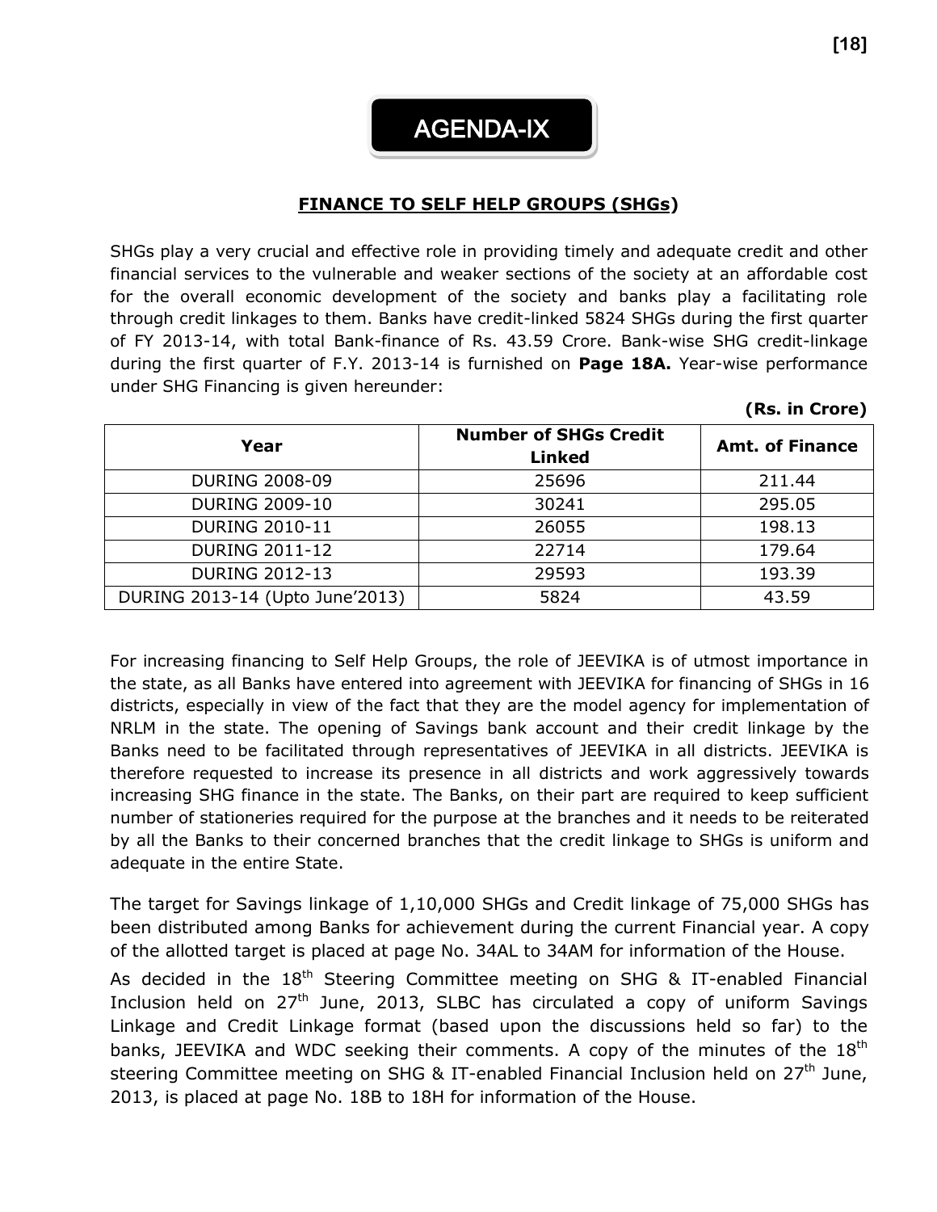# AGENDA-IX

## FINANCE TO SELF HELP GROUPS (SHGs)

SHGs play a very crucial and effective role in providing timely and adequate credit and other financial services to the vulnerable and weaker sections of the society at an affordable cost for the overall economic development of the society and banks play a facilitating role through credit linkages to them. Banks have credit-linked 5824 SHGs during the first quarter of FY 2013-14, with total Bank-finance of Rs. 43.59 Crore. Bank-wise SHG credit-linkage during the first quarter of F.Y. 2013-14 is furnished on **Page 18A.** Year-wise performance under SHG Financing is given hereunder:

**(Rs. in Crore)**

| Year | Number of SHGs Credit Linked | Amt. of Finance |
|---|---|---|
| DURING 2008-09 | 25696 | 211.44 |
| DURING 2009-10 | 30241 | 295.05 |
| DURING 2010-11 | 26055 | 198.13 |
| DURING 2011-12 | 22714 | 179.64 |
| DURING 2012-13 | 29593 | 193.39 |
| DURING 2013-14 (Upto June'2013) | 5824 | 43.59 |

For increasing financing to Self Help Groups, the role of JEEVIKA is of utmost importance in the state, as all Banks have entered into agreement with JEEVIKA for financing of SHGs in 16 districts, especially in view of the fact that they are the model agency for implementation of NRLM in the state. The opening of Savings bank account and their credit linkage by the Banks need to be facilitated through representatives of JEEVIKA in all districts. JEEVIKA is therefore requested to increase its presence in all districts and work aggressively towards increasing SHG finance in the state. The Banks, on their part are required to keep sufficient number of stationeries required for the purpose at the branches and it needs to be reiterated by all the Banks to their concerned branches that the credit linkage to SHGs is uniform and adequate in the entire State.

The target for Savings linkage of 1,10,000 SHGs and Credit linkage of 75,000 SHGs has been distributed among Banks for achievement during the current Financial year. A copy of the allotted target is placed at page No. 34AL to 34AM for information of the House.

As decided in the 18th Steering Committee meeting on SHG & IT-enabled Financial Inclusion held on 27th June, 2013, SLBC has circulated a copy of uniform Savings Linkage and Credit Linkage format (based upon the discussions held so far) to the banks, JEEVIKA and WDC seeking their comments. A copy of the minutes of the 18th steering Committee meeting on SHG & IT-enabled Financial Inclusion held on 27th June, 2013, is placed at page No. 18B to 18H for information of the House.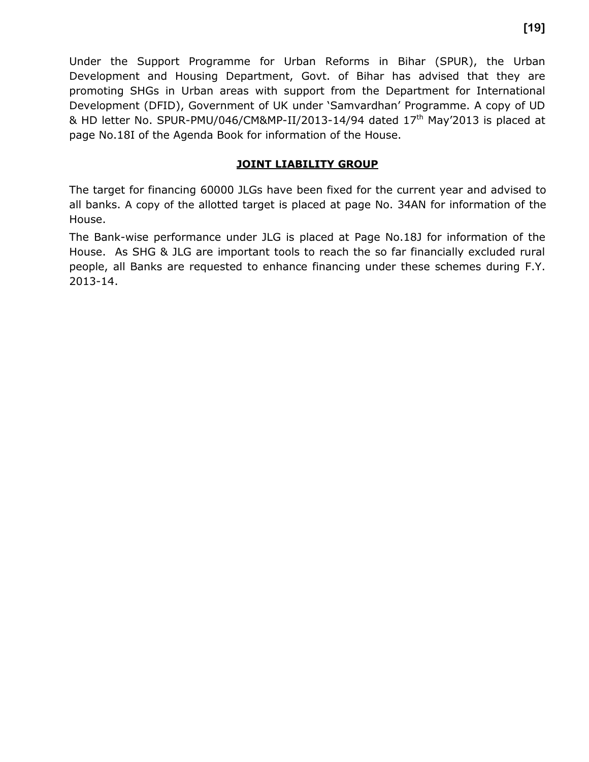Under the Support Programme for Urban Reforms in Bihar (SPUR), the Urban Development and Housing Department, Govt. of Bihar has advised that they are promoting SHGs in Urban areas with support from the Department for International Development (DFID), Government of UK under 'Samvardhan' Programme. A copy of UD & HD letter No. SPUR-PMU/046/CM&MP-II/2013-14/94 dated 17th May'2013 is placed at page No.18I of the Agenda Book for information of the House.

## JOINT LIABILITY GROUP

The target for financing 60000 JLGs have been fixed for the current year and advised to all banks. A copy of the allotted target is placed at page No. 34AN for information of the House.

The Bank-wise performance under JLG is placed at Page No.18J for information of the House. As SHG & JLG are important tools to reach the so far financially excluded rural people, all Banks are requested to enhance financing under these schemes during F.Y. 2013-14.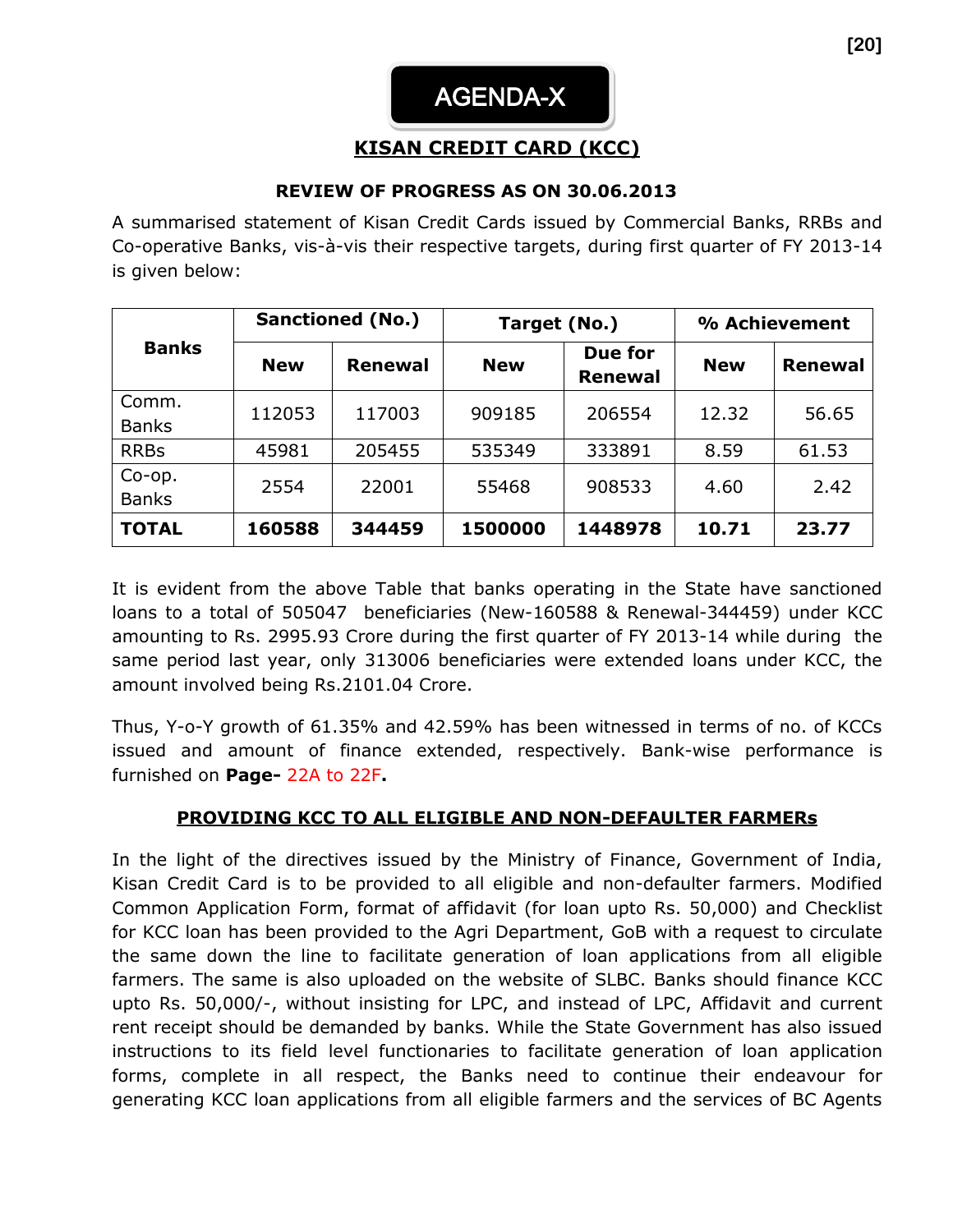# AGENDA-X

## KISAN CREDIT CARD (KCC)

### REVIEW OF PROGRESS AS ON 30.06.2013

A summarised statement of Kisan Credit Cards issued by Commercial Banks, RRBs and Co-operative Banks, vis-à-vis their respective targets, during first quarter of FY 2013-14 is given below:

| Banks | Sanctioned (No.) | | Target (No.) | | % Achievement | |
|---|---|---|---|---|---|---|
| | New | Renewal | New | Due for Renewal | New | Renewal |
| Comm. Banks | 112053 | 117003 | 909185 | 206554 | 12.32 | 56.65 |
| RRBs | 45981 | 205455 | 535349 | 333891 | 8.59 | 61.53 |
| Co-op. Banks | 2554 | 22001 | 55468 | 908533 | 4.60 | 2.42 |
| **TOTAL** | **160588** | **344459** | **1500000** | **1448978** | **10.71** | **23.77** |

It is evident from the above Table that banks operating in the State have sanctioned loans to a total of 505047 beneficiaries (New-160588 & Renewal-344459) under KCC amounting to Rs. 2995.93 Crore during the first quarter of FY 2013-14 while during the same period last year, only 313006 beneficiaries were extended loans under KCC, the amount involved being Rs.2101.04 Crore.

Thus, Y-o-Y growth of 61.35% and 42.59% has been witnessed in terms of no. of KCCs issued and amount of finance extended, respectively. Bank-wise performance is furnished on **Page-** 22A to 22F**.**

### PROVIDING KCC TO ALL ELIGIBLE AND NON-DEFAULTER FARMERs

In the light of the directives issued by the Ministry of Finance, Government of India, Kisan Credit Card is to be provided to all eligible and non-defaulter farmers. Modified Common Application Form, format of affidavit (for loan upto Rs. 50,000) and Checklist for KCC loan has been provided to the Agri Department, GoB with a request to circulate the same down the line to facilitate generation of loan applications from all eligible farmers. The same is also uploaded on the website of SLBC. Banks should finance KCC upto Rs. 50,000/-, without insisting for LPC, and instead of LPC, Affidavit and current rent receipt should be demanded by banks. While the State Government has also issued instructions to its field level functionaries to facilitate generation of loan application forms, complete in all respect, the Banks need to continue their endeavour for generating KCC loan applications from all eligible farmers and the services of BC Agents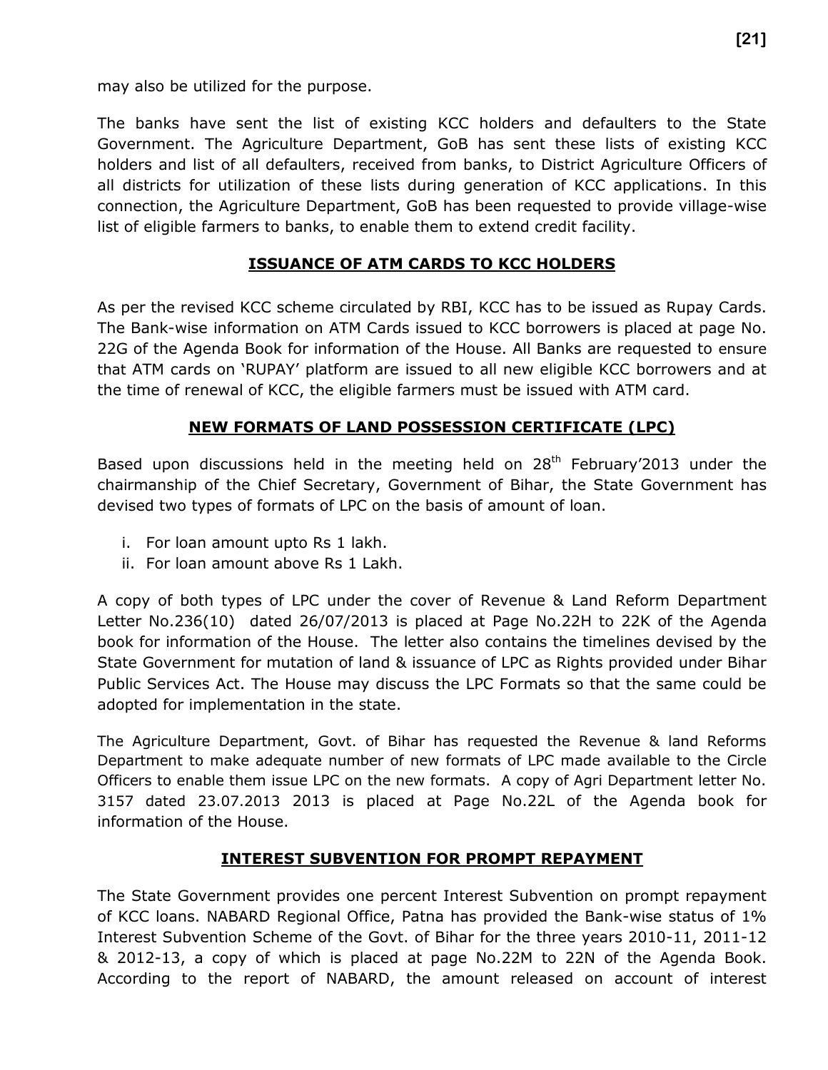may also be utilized for the purpose.

The banks have sent the list of existing KCC holders and defaulters to the State Government. The Agriculture Department, GoB has sent these lists of existing KCC holders and list of all defaulters, received from banks, to District Agriculture Officers of all districts for utilization of these lists during generation of KCC applications. In this connection, the Agriculture Department, GoB has been requested to provide village-wise list of eligible farmers to banks, to enable them to extend credit facility.

## ISSUANCE OF ATM CARDS TO KCC HOLDERS

As per the revised KCC scheme circulated by RBI, KCC has to be issued as Rupay Cards. The Bank-wise information on ATM Cards issued to KCC borrowers is placed at page No. 22G of the Agenda Book for information of the House. All Banks are requested to ensure that ATM cards on 'RUPAY' platform are issued to all new eligible KCC borrowers and at the time of renewal of KCC, the eligible farmers must be issued with ATM card.

## NEW FORMATS OF LAND POSSESSION CERTIFICATE (LPC)

Based upon discussions held in the meeting held on 28th February'2013 under the chairmanship of the Chief Secretary, Government of Bihar, the State Government has devised two types of formats of LPC on the basis of amount of loan.

i. For loan amount upto Rs 1 lakh.
ii. For loan amount above Rs 1 Lakh.

A copy of both types of LPC under the cover of Revenue & Land Reform Department Letter No.236(10) dated 26/07/2013 is placed at Page No.22H to 22K of the Agenda book for information of the House. The letter also contains the timelines devised by the State Government for mutation of land & issuance of LPC as Rights provided under Bihar Public Services Act. The House may discuss the LPC Formats so that the same could be adopted for implementation in the state.

The Agriculture Department, Govt. of Bihar has requested the Revenue & land Reforms Department to make adequate number of new formats of LPC made available to the Circle Officers to enable them issue LPC on the new formats. A copy of Agri Department letter No. 3157 dated 23.07.2013 2013 is placed at Page No.22L of the Agenda book for information of the House.

## INTEREST SUBVENTION FOR PROMPT REPAYMENT

The State Government provides one percent Interest Subvention on prompt repayment of KCC loans. NABARD Regional Office, Patna has provided the Bank-wise status of 1% Interest Subvention Scheme of the Govt. of Bihar for the three years 2010-11, 2011-12 & 2012-13, a copy of which is placed at page No.22M to 22N of the Agenda Book. According to the report of NABARD, the amount released on account of interest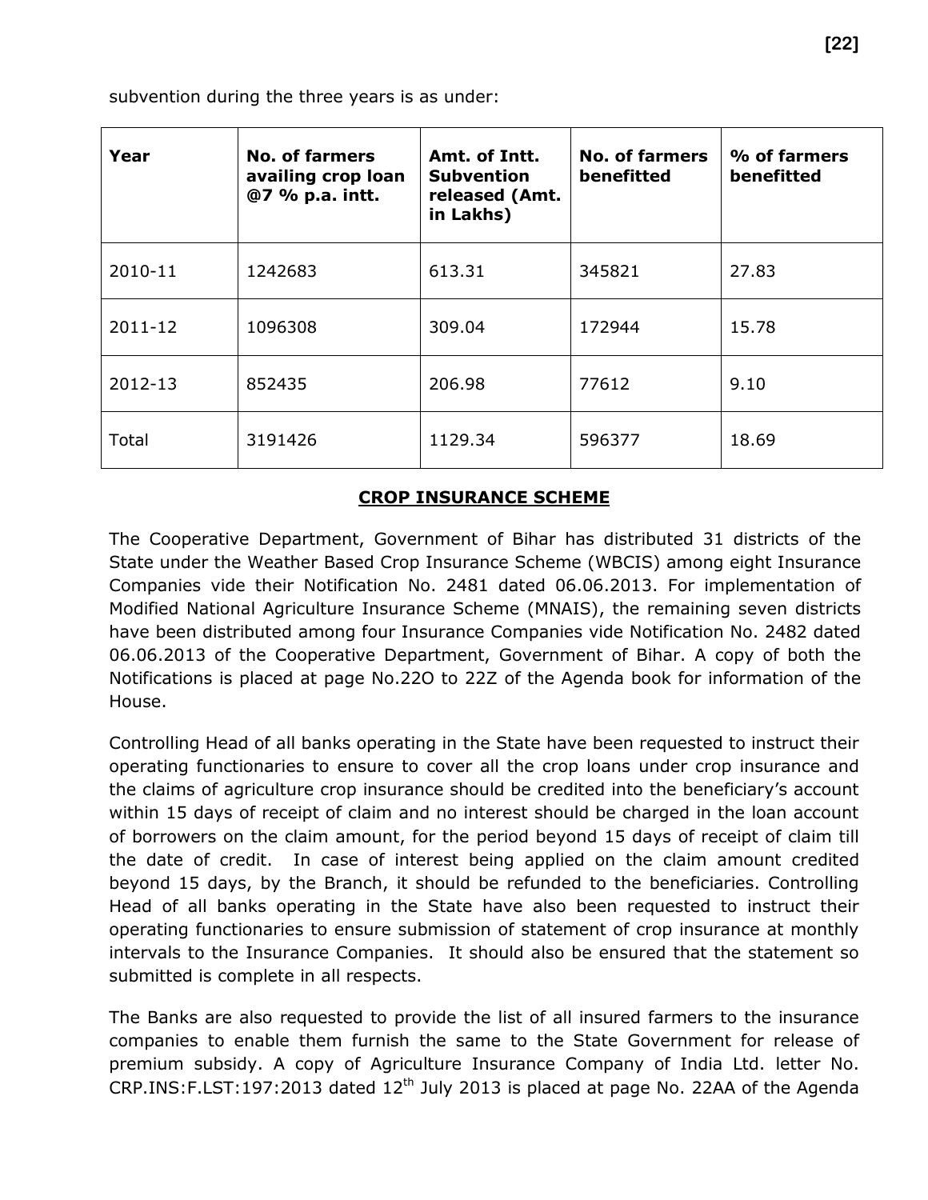subvention during the three years is as under:

| Year | No. of farmers availing crop loan @7 % p.a. intt. | Amt. of Intt. Subvention released (Amt. in Lakhs) | No. of farmers benefitted | % of farmers benefitted |
|---|---|---|---|---|
| 2010-11 | 1242683 | 613.31 | 345821 | 27.83 |
| 2011-12 | 1096308 | 309.04 | 172944 | 15.78 |
| 2012-13 | 852435 | 206.98 | 77612 | 9.10 |
| Total | 3191426 | 1129.34 | 596377 | 18.69 |

## CROP INSURANCE SCHEME

The Cooperative Department, Government of Bihar has distributed 31 districts of the State under the Weather Based Crop Insurance Scheme (WBCIS) among eight Insurance Companies vide their Notification No. 2481 dated 06.06.2013. For implementation of Modified National Agriculture Insurance Scheme (MNAIS), the remaining seven districts have been distributed among four Insurance Companies vide Notification No. 2482 dated 06.06.2013 of the Cooperative Department, Government of Bihar. A copy of both the Notifications is placed at page No.22O to 22Z of the Agenda book for information of the House.

Controlling Head of all banks operating in the State have been requested to instruct their operating functionaries to ensure to cover all the crop loans under crop insurance and the claims of agriculture crop insurance should be credited into the beneficiary's account within 15 days of receipt of claim and no interest should be charged in the loan account of borrowers on the claim amount, for the period beyond 15 days of receipt of claim till the date of credit. In case of interest being applied on the claim amount credited beyond 15 days, by the Branch, it should be refunded to the beneficiaries. Controlling Head of all banks operating in the State have also been requested to instruct their operating functionaries to ensure submission of statement of crop insurance at monthly intervals to the Insurance Companies. It should also be ensured that the statement so submitted is complete in all respects.

The Banks are also requested to provide the list of all insured farmers to the insurance companies to enable them furnish the same to the State Government for release of premium subsidy. A copy of Agriculture Insurance Company of India Ltd. letter No. CRP.INS:F.LST:197:2013 dated 12th July 2013 is placed at page No. 22AA of the Agenda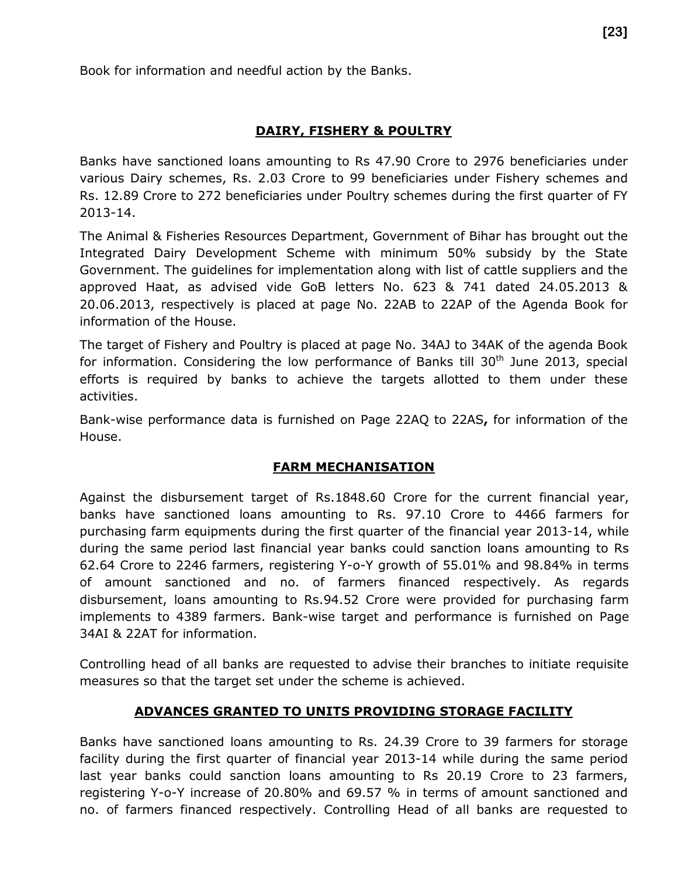Book for information and needful action by the Banks.

## DAIRY, FISHERY & POULTRY

Banks have sanctioned loans amounting to Rs 47.90 Crore to 2976 beneficiaries under various Dairy schemes, Rs. 2.03 Crore to 99 beneficiaries under Fishery schemes and Rs. 12.89 Crore to 272 beneficiaries under Poultry schemes during the first quarter of FY 2013-14.

The Animal & Fisheries Resources Department, Government of Bihar has brought out the Integrated Dairy Development Scheme with minimum 50% subsidy by the State Government. The guidelines for implementation along with list of cattle suppliers and the approved Haat, as advised vide GoB letters No. 623 & 741 dated 24.05.2013 & 20.06.2013, respectively is placed at page No. 22AB to 22AP of the Agenda Book for information of the House.

The target of Fishery and Poultry is placed at page No. 34AJ to 34AK of the agenda Book for information. Considering the low performance of Banks till 30th June 2013, special efforts is required by banks to achieve the targets allotted to them under these activities.

Bank-wise performance data is furnished on Page 22AQ to 22AS**,** for information of the House.

## FARM MECHANISATION

Against the disbursement target of Rs.1848.60 Crore for the current financial year, banks have sanctioned loans amounting to Rs. 97.10 Crore to 4466 farmers for purchasing farm equipments during the first quarter of the financial year 2013-14, while during the same period last financial year banks could sanction loans amounting to Rs 62.64 Crore to 2246 farmers, registering Y-o-Y growth of 55.01% and 98.84% in terms of amount sanctioned and no. of farmers financed respectively. As regards disbursement, loans amounting to Rs.94.52 Crore were provided for purchasing farm implements to 4389 farmers. Bank-wise target and performance is furnished on Page 34AI & 22AT for information.

Controlling head of all banks are requested to advise their branches to initiate requisite measures so that the target set under the scheme is achieved.

## ADVANCES GRANTED TO UNITS PROVIDING STORAGE FACILITY

Banks have sanctioned loans amounting to Rs. 24.39 Crore to 39 farmers for storage facility during the first quarter of financial year 2013-14 while during the same period last year banks could sanction loans amounting to Rs 20.19 Crore to 23 farmers, registering Y-o-Y increase of 20.80% and 69.57 % in terms of amount sanctioned and no. of farmers financed respectively. Controlling Head of all banks are requested to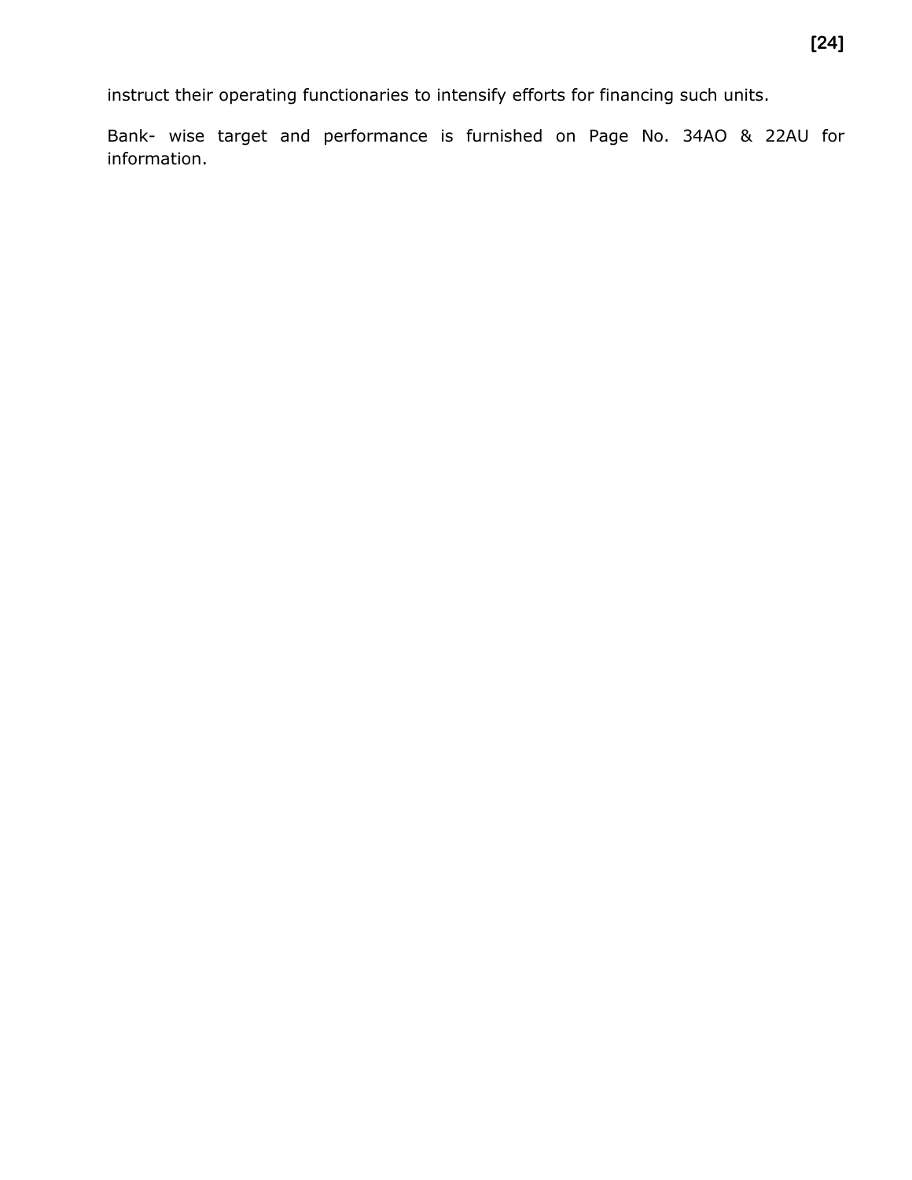instruct their operating functionaries to intensify efforts for financing such units.

Bank- wise target and performance is furnished on Page No. 34AO & 22AU for information.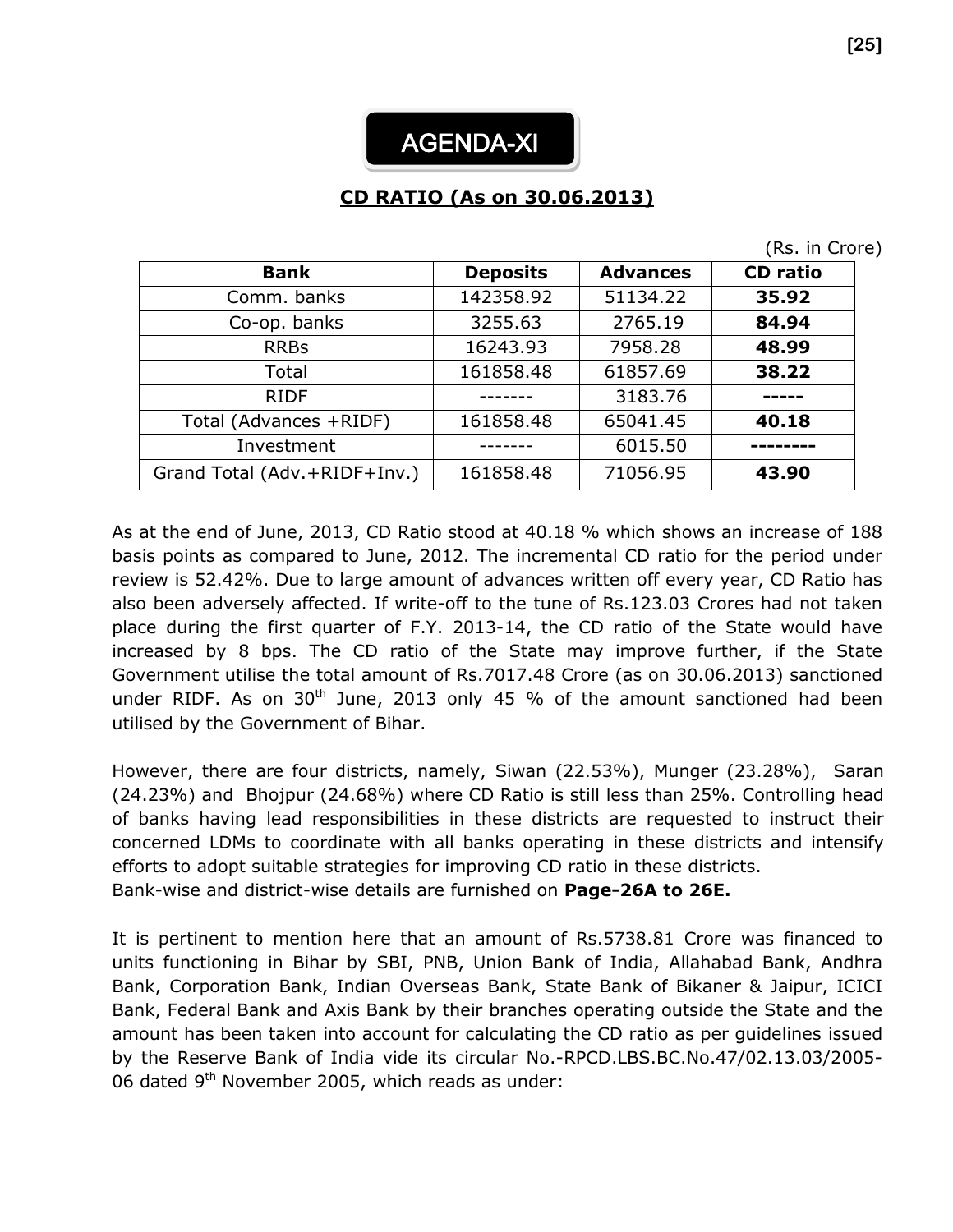# AGENDA-XI

## CD RATIO (As on 30.06.2013)

(Rs. in Crore)

| Bank | Deposits | Advances | CD ratio |
|---|---|---|---|
| Comm. banks | 142358.92 | 51134.22 | **35.92** |
| Co-op. banks | 3255.63 | 2765.19 | **84.94** |
| RRBs | 16243.93 | 7958.28 | **48.99** |
| Total | 161858.48 | 61857.69 | **38.22** |
| RIDF | ------- | 3183.76 | **-----** |
| Total (Advances +RIDF) | 161858.48 | 65041.45 | **40.18** |
| Investment | ------- | 6015.50 | **--------** |
| Grand Total (Adv.+RIDF+Inv.) | 161858.48 | 71056.95 | **43.90** |

As at the end of June, 2013, CD Ratio stood at 40.18 % which shows an increase of 188 basis points as compared to June, 2012. The incremental CD ratio for the period under review is 52.42%. Due to large amount of advances written off every year, CD Ratio has also been adversely affected. If write-off to the tune of Rs.123.03 Crores had not taken place during the first quarter of F.Y. 2013-14, the CD ratio of the State would have increased by 8 bps. The CD ratio of the State may improve further, if the State Government utilise the total amount of Rs.7017.48 Crore (as on 30.06.2013) sanctioned under RIDF. As on 30th June, 2013 only 45 % of the amount sanctioned had been utilised by the Government of Bihar.

However, there are four districts, namely, Siwan (22.53%), Munger (23.28%), Saran (24.23%) and Bhojpur (24.68%) where CD Ratio is still less than 25%. Controlling head of banks having lead responsibilities in these districts are requested to instruct their concerned LDMs to coordinate with all banks operating in these districts and intensify efforts to adopt suitable strategies for improving CD ratio in these districts.
Bank-wise and district-wise details are furnished on **Page-26A to 26E.**

It is pertinent to mention here that an amount of Rs.5738.81 Crore was financed to units functioning in Bihar by SBI, PNB, Union Bank of India, Allahabad Bank, Andhra Bank, Corporation Bank, Indian Overseas Bank, State Bank of Bikaner & Jaipur, ICICI Bank, Federal Bank and Axis Bank by their branches operating outside the State and the amount has been taken into account for calculating the CD ratio as per guidelines issued by the Reserve Bank of India vide its circular No.-RPCD.LBS.BC.No.47/02.13.03/2005-06 dated 9th November 2005, which reads as under: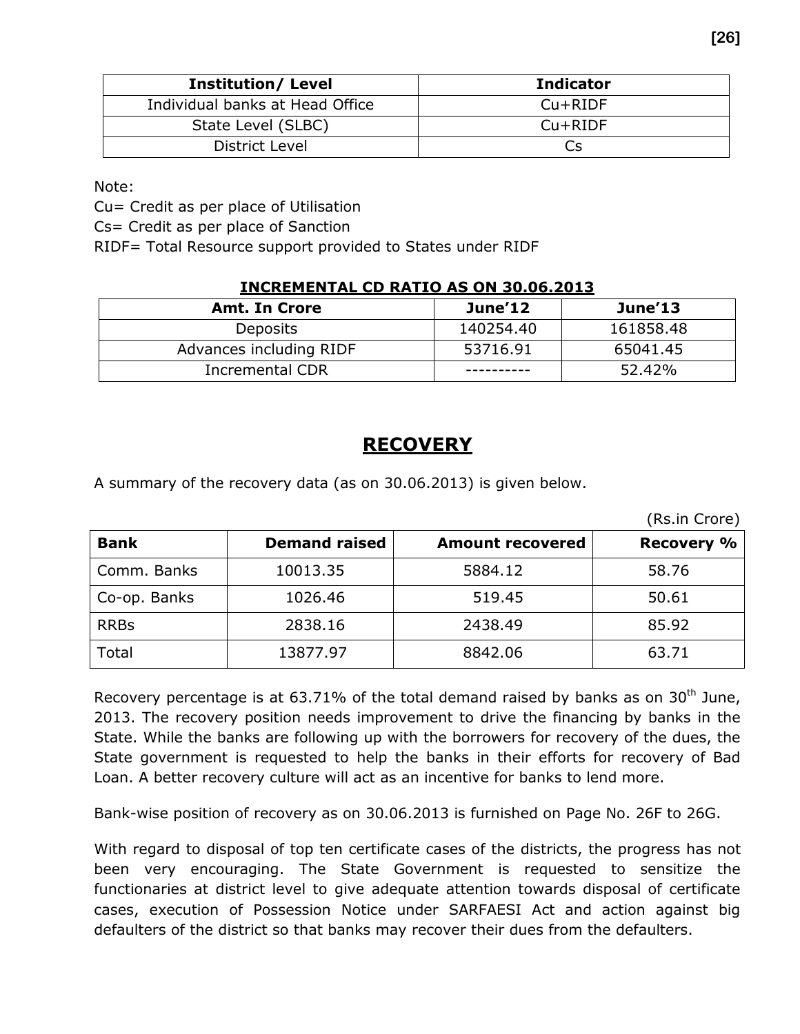| Institution/ Level | Indicator |
|---|---|
| Individual banks at Head Office | Cu+RIDF |
| State Level (SLBC) | Cu+RIDF |
| District Level | Cs |

Note:

Cu= Credit as per place of Utilisation

Cs= Credit as per place of Sanction

RIDF= Total Resource support provided to States under RIDF

**INCREMENTAL CD RATIO AS ON 30.06.2013**

| Amt. In Crore | June'12 | June'13 |
|---|---|---|
| Deposits | 140254.40 | 161858.48 |
| Advances including RIDF | 53716.91 | 65041.45 |
| Incremental CDR | ---------- | 52.42% |

## RECOVERY

A summary of the recovery data (as on 30.06.2013) is given below.

(Rs.in Crore)

| Bank | Demand raised | Amount recovered | Recovery % |
|---|---|---|---|
| Comm. Banks | 10013.35 | 5884.12 | 58.76 |
| Co-op. Banks | 1026.46 | 519.45 | 50.61 |
| RRBs | 2838.16 | 2438.49 | 85.92 |
| Total | 13877.97 | 8842.06 | 63.71 |

Recovery percentage is at 63.71% of the total demand raised by banks as on 30th June, 2013. The recovery position needs improvement to drive the financing by banks in the State. While the banks are following up with the borrowers for recovery of the dues, the State government is requested to help the banks in their efforts for recovery of Bad Loan. A better recovery culture will act as an incentive for banks to lend more.

Bank-wise position of recovery as on 30.06.2013 is furnished on Page No. 26F to 26G.

With regard to disposal of top ten certificate cases of the districts, the progress has not been very encouraging. The State Government is requested to sensitize the functionaries at district level to give adequate attention towards disposal of certificate cases, execution of Possession Notice under SARFAESI Act and action against big defaulters of the district so that banks may recover their dues from the defaulters.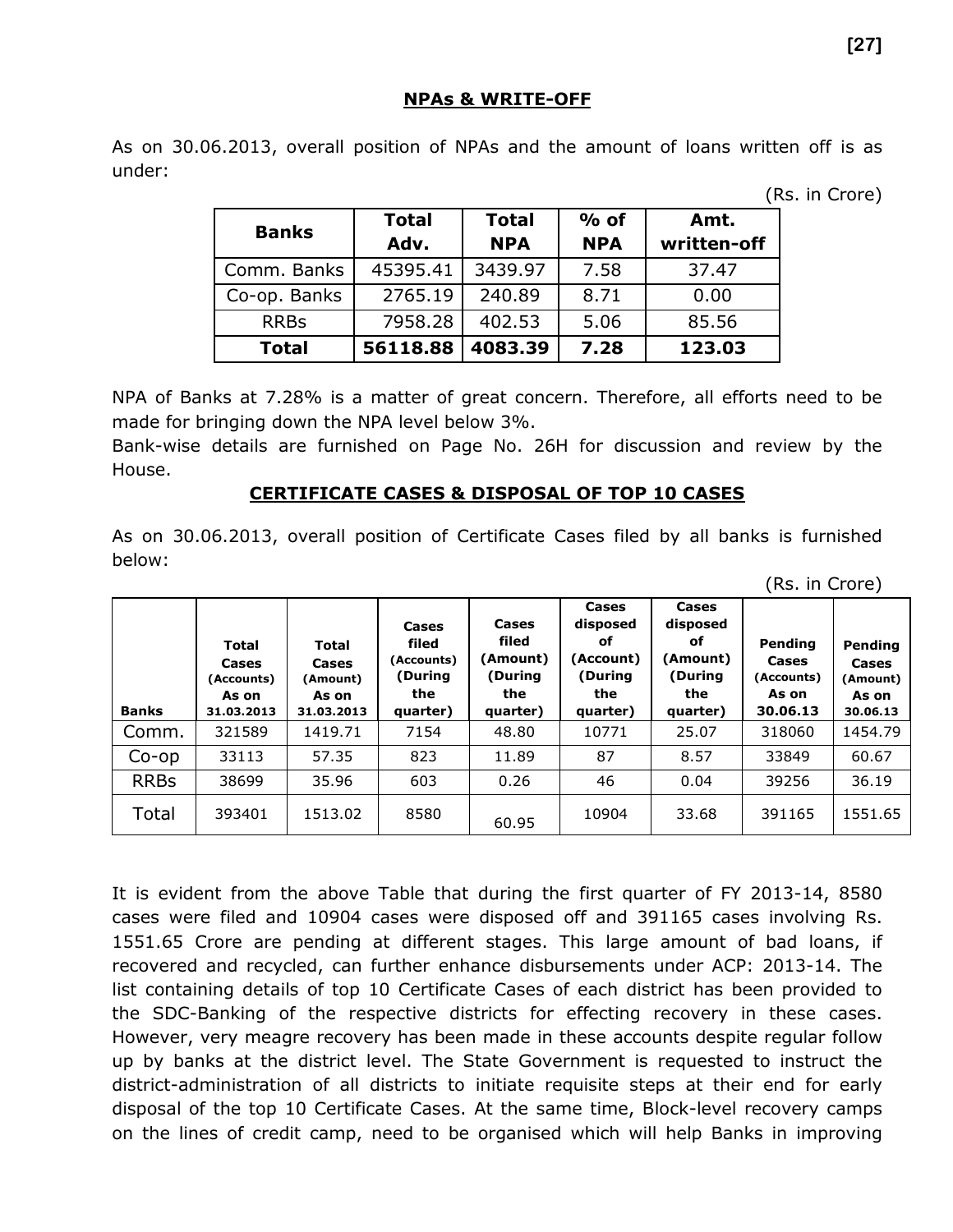## NPAs & WRITE-OFF

As on 30.06.2013, overall position of NPAs and the amount of loans written off is as under:

(Rs. in Crore)

| Banks | Total Adv. | Total NPA | % of NPA | Amt. written-off |
|---|---|---|---|---|
| Comm. Banks | 45395.41 | 3439.97 | 7.58 | 37.47 |
| Co-op. Banks | 2765.19 | 240.89 | 8.71 | 0.00 |
| RRBs | 7958.28 | 402.53 | 5.06 | 85.56 |
| **Total** | **56118.88** | **4083.39** | **7.28** | **123.03** |

NPA of Banks at 7.28% is a matter of great concern. Therefore, all efforts need to be made for bringing down the NPA level below 3%.
Bank-wise details are furnished on Page No. 26H for discussion and review by the House.

## CERTIFICATE CASES & DISPOSAL OF TOP 10 CASES

As on 30.06.2013, overall position of Certificate Cases filed by all banks is furnished below:

(Rs. in Crore)

| Banks | Total Cases (Accounts) As on 31.03.2013 | Total Cases (Amount) As on 31.03.2013 | Cases filed (Accounts) (During the quarter) | Cases filed (Amount) (During the quarter) | Cases disposed of (Account) (During the quarter) | Cases disposed of (Amount) (During the quarter) | Pending Cases (Accounts) As on 30.06.13 | Pending Cases (Amount) As on 30.06.13 |
|---|---|---|---|---|---|---|---|---|
| Comm. | 321589 | 1419.71 | 7154 | 48.80 | 10771 | 25.07 | 318060 | 1454.79 |
| Co-op | 33113 | 57.35 | 823 | 11.89 | 87 | 8.57 | 33849 | 60.67 |
| RRBs | 38699 | 35.96 | 603 | 0.26 | 46 | 0.04 | 39256 | 36.19 |
| Total | 393401 | 1513.02 | 8580 | 60.95 | 10904 | 33.68 | 391165 | 1551.65 |

It is evident from the above Table that during the first quarter of FY 2013-14, 8580 cases were filed and 10904 cases were disposed off and 391165 cases involving Rs. 1551.65 Crore are pending at different stages. This large amount of bad loans, if recovered and recycled, can further enhance disbursements under ACP: 2013-14. The list containing details of top 10 Certificate Cases of each district has been provided to the SDC-Banking of the respective districts for effecting recovery in these cases. However, very meagre recovery has been made in these accounts despite regular follow up by banks at the district level. The State Government is requested to instruct the district-administration of all districts to initiate requisite steps at their end for early disposal of the top 10 Certificate Cases. At the same time, Block-level recovery camps on the lines of credit camp, need to be organised which will help Banks in improving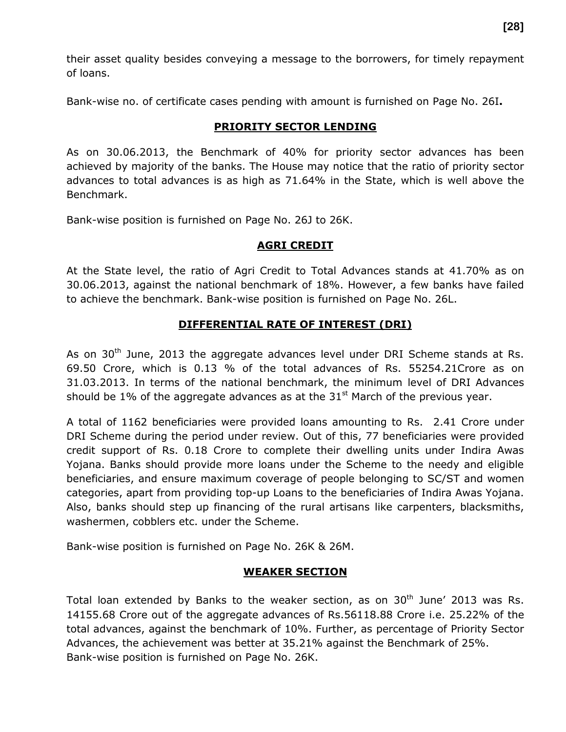their asset quality besides conveying a message to the borrowers, for timely repayment of loans.

Bank-wise no. of certificate cases pending with amount is furnished on Page No. 26I**.**

## PRIORITY SECTOR LENDING

As on 30.06.2013, the Benchmark of 40% for priority sector advances has been achieved by majority of the banks. The House may notice that the ratio of priority sector advances to total advances is as high as 71.64% in the State, which is well above the Benchmark.

Bank-wise position is furnished on Page No. 26J to 26K.

## AGRI CREDIT

At the State level, the ratio of Agri Credit to Total Advances stands at 41.70% as on 30.06.2013, against the national benchmark of 18%. However, a few banks have failed to achieve the benchmark. Bank-wise position is furnished on Page No. 26L.

## DIFFERENTIAL RATE OF INTEREST (DRI)

As on 30th June, 2013 the aggregate advances level under DRI Scheme stands at Rs. 69.50 Crore, which is 0.13 % of the total advances of Rs. 55254.21Crore as on 31.03.2013. In terms of the national benchmark, the minimum level of DRI Advances should be 1% of the aggregate advances as at the 31st March of the previous year.

A total of 1162 beneficiaries were provided loans amounting to Rs. 2.41 Crore under DRI Scheme during the period under review. Out of this, 77 beneficiaries were provided credit support of Rs. 0.18 Crore to complete their dwelling units under Indira Awas Yojana. Banks should provide more loans under the Scheme to the needy and eligible beneficiaries, and ensure maximum coverage of people belonging to SC/ST and women categories, apart from providing top-up Loans to the beneficiaries of Indira Awas Yojana. Also, banks should step up financing of the rural artisans like carpenters, blacksmiths, washermen, cobblers etc. under the Scheme.

Bank-wise position is furnished on Page No. 26K & 26M.

## WEAKER SECTION

Total loan extended by Banks to the weaker section, as on 30th June' 2013 was Rs. 14155.68 Crore out of the aggregate advances of Rs.56118.88 Crore i.e. 25.22% of the total advances, against the benchmark of 10%. Further, as percentage of Priority Sector Advances, the achievement was better at 35.21% against the Benchmark of 25%.
Bank-wise position is furnished on Page No. 26K.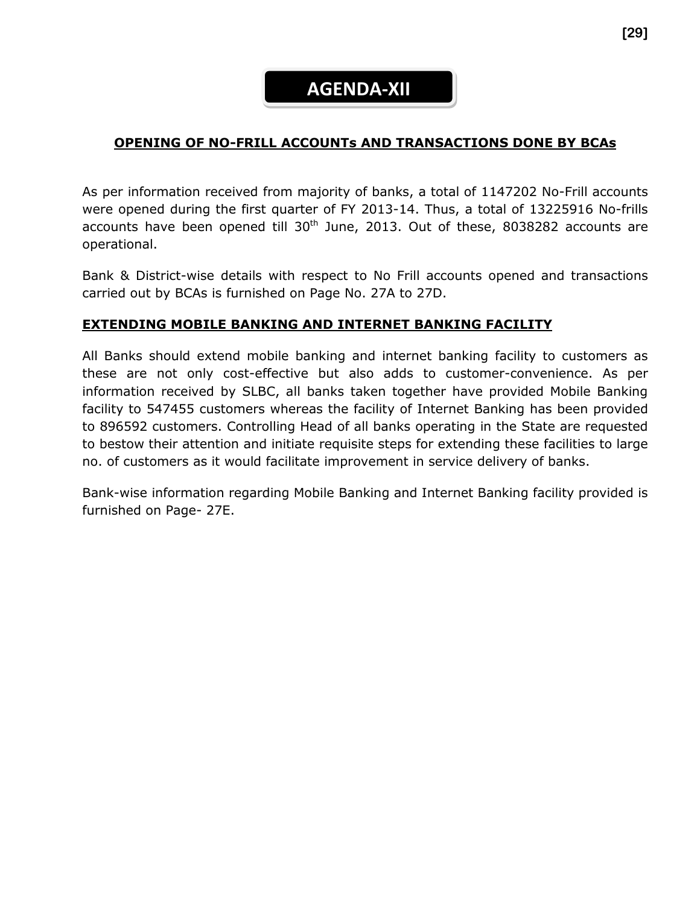# AGENDA-XII

## OPENING OF NO-FRILL ACCOUNTs AND TRANSACTIONS DONE BY BCAs

As per information received from majority of banks, a total of 1147202 No-Frill accounts were opened during the first quarter of FY 2013-14. Thus, a total of 13225916 No-frills accounts have been opened till 30th June, 2013. Out of these, 8038282 accounts are operational.

Bank & District-wise details with respect to No Frill accounts opened and transactions carried out by BCAs is furnished on Page No. 27A to 27D.

## EXTENDING MOBILE BANKING AND INTERNET BANKING FACILITY

All Banks should extend mobile banking and internet banking facility to customers as these are not only cost-effective but also adds to customer-convenience. As per information received by SLBC, all banks taken together have provided Mobile Banking facility to 547455 customers whereas the facility of Internet Banking has been provided to 896592 customers. Controlling Head of all banks operating in the State are requested to bestow their attention and initiate requisite steps for extending these facilities to large no. of customers as it would facilitate improvement in service delivery of banks.

Bank-wise information regarding Mobile Banking and Internet Banking facility provided is furnished on Page- 27E.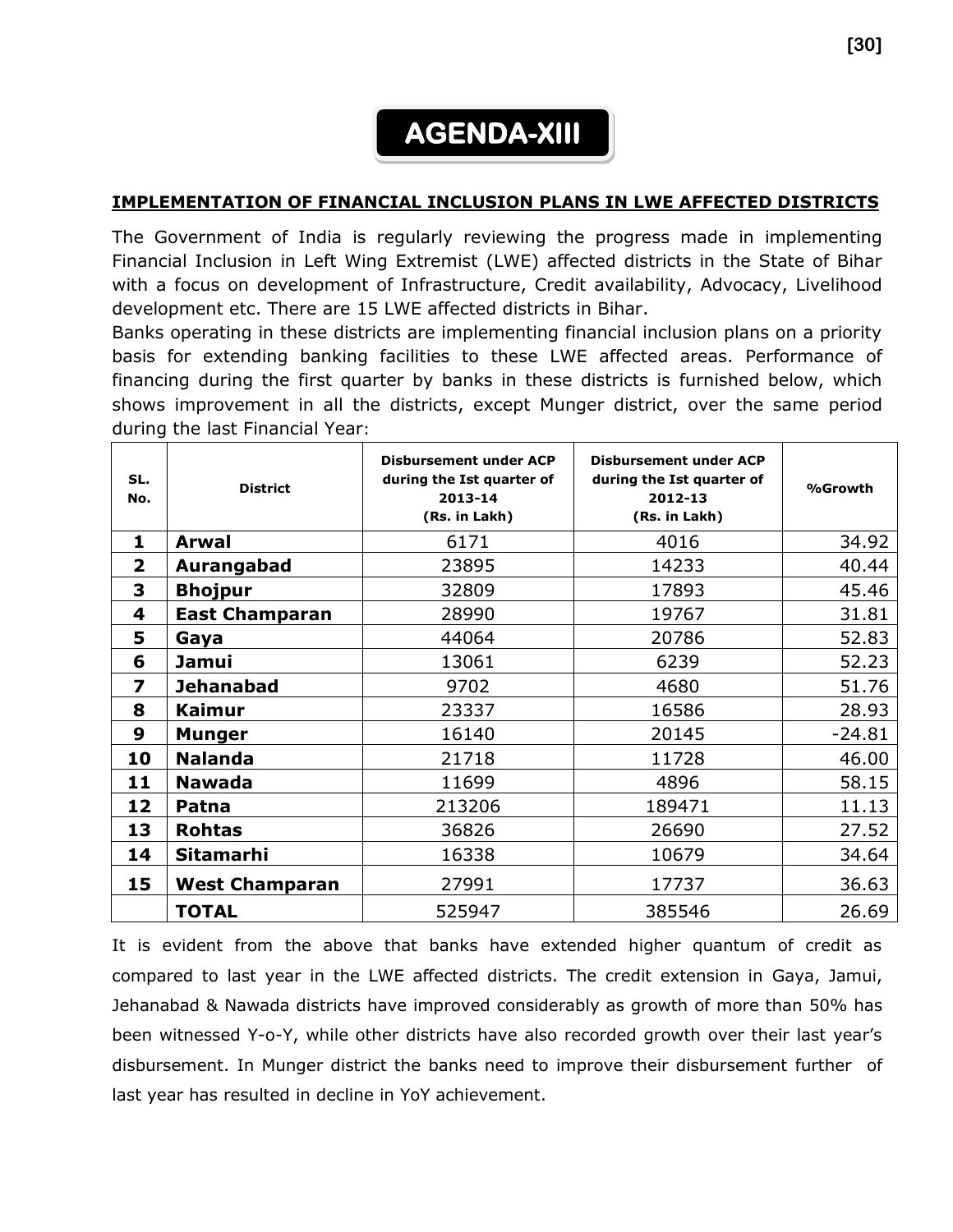# AGENDA-XIII

## IMPLEMENTATION OF FINANCIAL INCLUSION PLANS IN LWE AFFECTED DISTRICTS

The Government of India is regularly reviewing the progress made in implementing Financial Inclusion in Left Wing Extremist (LWE) affected districts in the State of Bihar with a focus on development of Infrastructure, Credit availability, Advocacy, Livelihood development etc. There are 15 LWE affected districts in Bihar.

Banks operating in these districts are implementing financial inclusion plans on a priority basis for extending banking facilities to these LWE affected areas. Performance of financing during the first quarter by banks in these districts is furnished below, which shows improvement in all the districts, except Munger district, over the same period during the last Financial Year:

| SL. No. | District | Disbursement under ACP during the Ist quarter of 2013-14 (Rs. in Lakh) | Disbursement under ACP during the Ist quarter of 2012-13 (Rs. in Lakh) | %Growth |
|---|---|---|---|---|
| 1 | **Arwal** | 6171 | 4016 | 34.92 |
| 2 | **Aurangabad** | 23895 | 14233 | 40.44 |
| 3 | **Bhojpur** | 32809 | 17893 | 45.46 |
| 4 | **East Champaran** | 28990 | 19767 | 31.81 |
| 5 | **Gaya** | 44064 | 20786 | 52.83 |
| 6 | **Jamui** | 13061 | 6239 | 52.23 |
| 7 | **Jehanabad** | 9702 | 4680 | 51.76 |
| 8 | **Kaimur** | 23337 | 16586 | 28.93 |
| 9 | **Munger** | 16140 | 20145 | -24.81 |
| 10 | **Nalanda** | 21718 | 11728 | 46.00 |
| 11 | **Nawada** | 11699 | 4896 | 58.15 |
| 12 | **Patna** | 213206 | 189471 | 11.13 |
| 13 | **Rohtas** | 36826 | 26690 | 27.52 |
| 14 | **Sitamarhi** | 16338 | 10679 | 34.64 |
| 15 | **West Champaran** | 27991 | 17737 | 36.63 |
| | **TOTAL** | 525947 | 385546 | 26.69 |

It is evident from the above that banks have extended higher quantum of credit as compared to last year in the LWE affected districts. The credit extension in Gaya, Jamui, Jehanabad & Nawada districts have improved considerably as growth of more than 50% has been witnessed Y-o-Y, while other districts have also recorded growth over their last year's disbursement. In Munger district the banks need to improve their disbursement further of last year has resulted in decline in YoY achievement.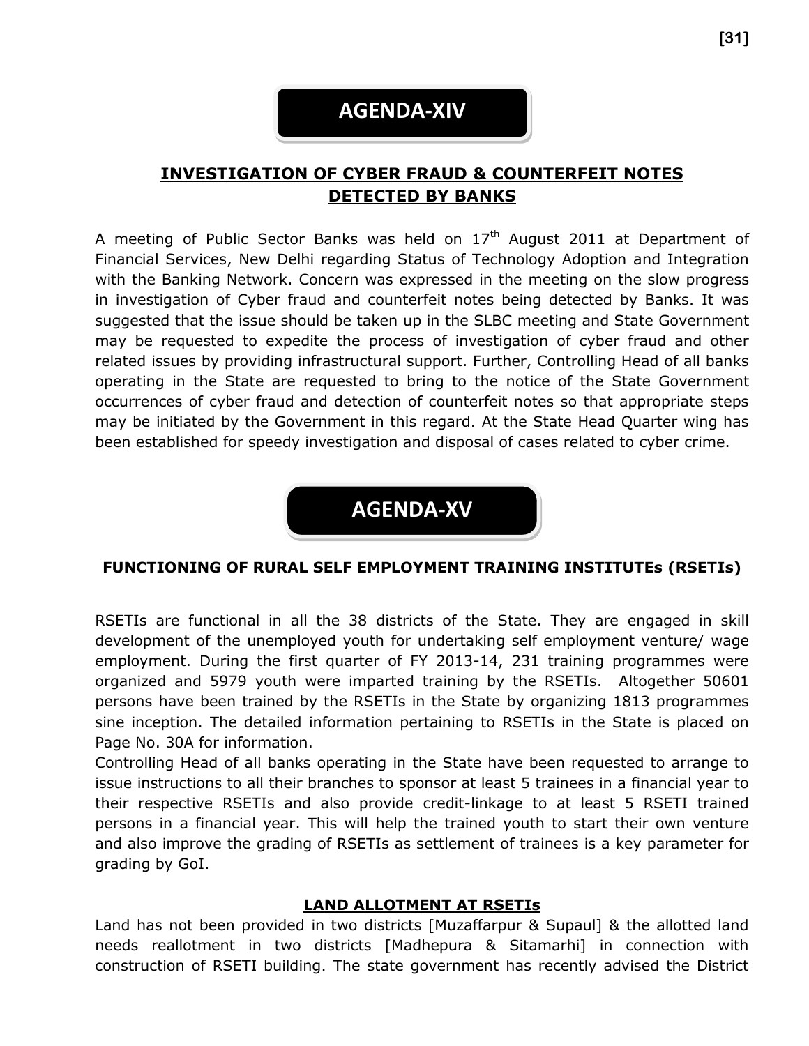# AGENDA-XIV

## INVESTIGATION OF CYBER FRAUD & COUNTERFEIT NOTES DETECTED BY BANKS

A meeting of Public Sector Banks was held on 17th August 2011 at Department of Financial Services, New Delhi regarding Status of Technology Adoption and Integration with the Banking Network. Concern was expressed in the meeting on the slow progress in investigation of Cyber fraud and counterfeit notes being detected by Banks. It was suggested that the issue should be taken up in the SLBC meeting and State Government may be requested to expedite the process of investigation of cyber fraud and other related issues by providing infrastructural support. Further, Controlling Head of all banks operating in the State are requested to bring to the notice of the State Government occurrences of cyber fraud and detection of counterfeit notes so that appropriate steps may be initiated by the Government in this regard. At the State Head Quarter wing has been established for speedy investigation and disposal of cases related to cyber crime.

# AGENDA-XV

## FUNCTIONING OF RURAL SELF EMPLOYMENT TRAINING INSTITUTEs (RSETIs)

RSETIs are functional in all the 38 districts of the State. They are engaged in skill development of the unemployed youth for undertaking self employment venture/ wage employment. During the first quarter of FY 2013-14, 231 training programmes were organized and 5979 youth were imparted training by the RSETIs. Altogether 50601 persons have been trained by the RSETIs in the State by organizing 1813 programmes sine inception. The detailed information pertaining to RSETIs in the State is placed on Page No. 30A for information.

Controlling Head of all banks operating in the State have been requested to arrange to issue instructions to all their branches to sponsor at least 5 trainees in a financial year to their respective RSETIs and also provide credit-linkage to at least 5 RSETI trained persons in a financial year. This will help the trained youth to start their own venture and also improve the grading of RSETIs as settlement of trainees is a key parameter for grading by GoI.

### LAND ALLOTMENT AT RSETIs

Land has not been provided in two districts [Muzaffarpur & Supaul] & the allotted land needs reallotment in two districts [Madhepura & Sitamarhi] in connection with construction of RSETI building. The state government has recently advised the District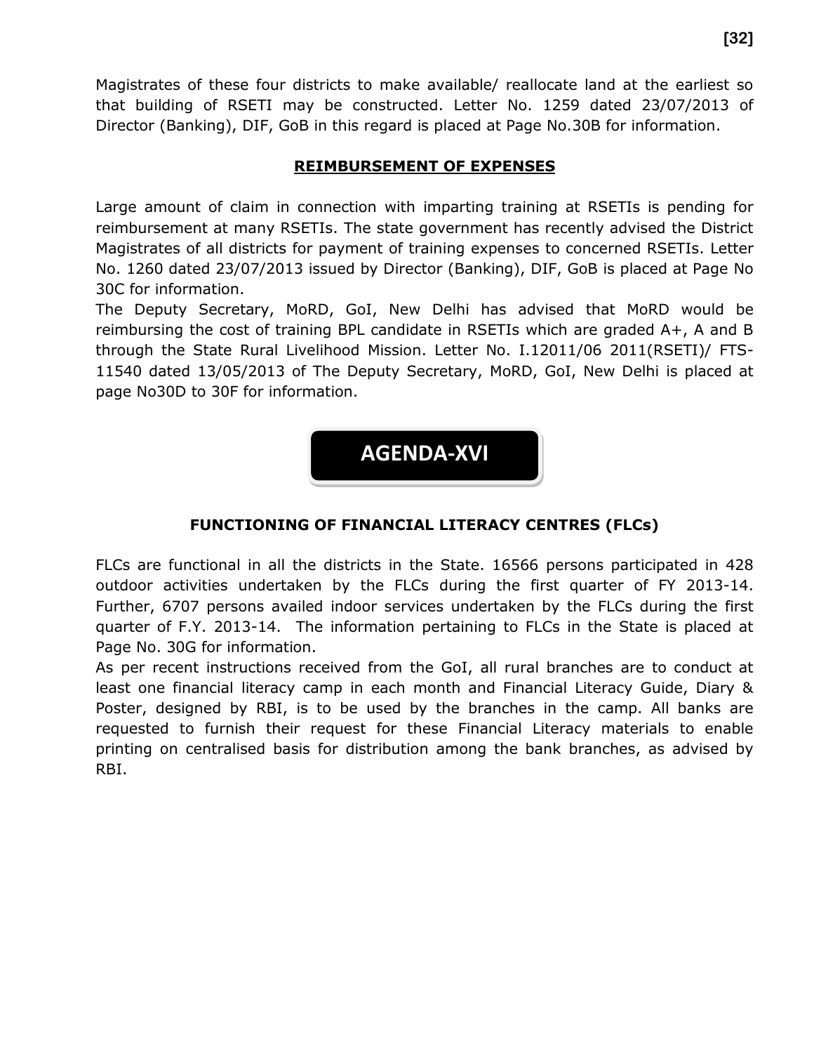Magistrates of these four districts to make available/ reallocate land at the earliest so that building of RSETI may be constructed. Letter No. 1259 dated 23/07/2013 of Director (Banking), DIF, GoB in this regard is placed at Page No.30B for information.

## REIMBURSEMENT OF EXPENSES

Large amount of claim in connection with imparting training at RSETIs is pending for reimbursement at many RSETIs. The state government has recently advised the District Magistrates of all districts for payment of training expenses to concerned RSETIs. Letter No. 1260 dated 23/07/2013 issued by Director (Banking), DIF, GoB is placed at Page No 30C for information.

The Deputy Secretary, MoRD, GoI, New Delhi has advised that MoRD would be reimbursing the cost of training BPL candidate in RSETIs which are graded A+, A and B through the State Rural Livelihood Mission. Letter No. I.12011/06 2011(RSETI)/ FTS-11540 dated 13/05/2013 of The Deputy Secretary, MoRD, GoI, New Delhi is placed at page No30D to 30F for information.

# AGENDA-XVI

## FUNCTIONING OF FINANCIAL LITERACY CENTRES (FLCs)

FLCs are functional in all the districts in the State. 16566 persons participated in 428 outdoor activities undertaken by the FLCs during the first quarter of FY 2013-14. Further, 6707 persons availed indoor services undertaken by the FLCs during the first quarter of F.Y. 2013-14. The information pertaining to FLCs in the State is placed at Page No. 30G for information.

As per recent instructions received from the GoI, all rural branches are to conduct at least one financial literacy camp in each month and Financial Literacy Guide, Diary & Poster, designed by RBI, is to be used by the branches in the camp. All banks are requested to furnish their request for these Financial Literacy materials to enable printing on centralised basis for distribution among the bank branches, as advised by RBI.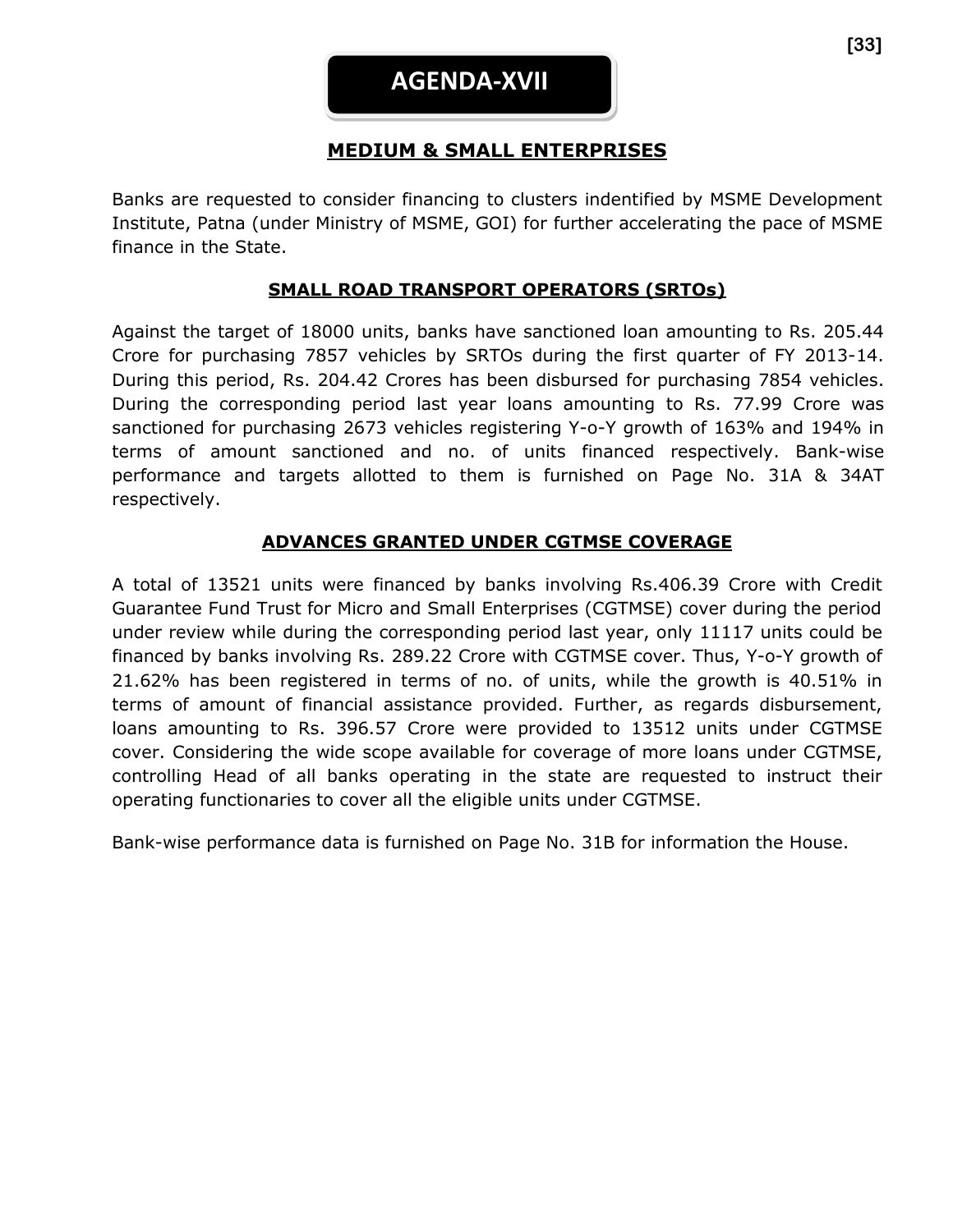# AGENDA-XVII

## MEDIUM & SMALL ENTERPRISES

Banks are requested to consider financing to clusters indentified by MSME Development Institute, Patna (under Ministry of MSME, GOI) for further accelerating the pace of MSME finance in the State.

## SMALL ROAD TRANSPORT OPERATORS (SRTOs)

Against the target of 18000 units, banks have sanctioned loan amounting to Rs. 205.44 Crore for purchasing 7857 vehicles by SRTOs during the first quarter of FY 2013-14. During this period, Rs. 204.42 Crores has been disbursed for purchasing 7854 vehicles. During the corresponding period last year loans amounting to Rs. 77.99 Crore was sanctioned for purchasing 2673 vehicles registering Y-o-Y growth of 163% and 194% in terms of amount sanctioned and no. of units financed respectively. Bank-wise performance and targets allotted to them is furnished on Page No. 31A & 34AT respectively.

## ADVANCES GRANTED UNDER CGTMSE COVERAGE

A total of 13521 units were financed by banks involving Rs.406.39 Crore with Credit Guarantee Fund Trust for Micro and Small Enterprises (CGTMSE) cover during the period under review while during the corresponding period last year, only 11117 units could be financed by banks involving Rs. 289.22 Crore with CGTMSE cover. Thus, Y-o-Y growth of 21.62% has been registered in terms of no. of units, while the growth is 40.51% in terms of amount of financial assistance provided. Further, as regards disbursement, loans amounting to Rs. 396.57 Crore were provided to 13512 units under CGTMSE cover. Considering the wide scope available for coverage of more loans under CGTMSE, controlling Head of all banks operating in the state are requested to instruct their operating functionaries to cover all the eligible units under CGTMSE.

Bank-wise performance data is furnished on Page No. 31B for information the House.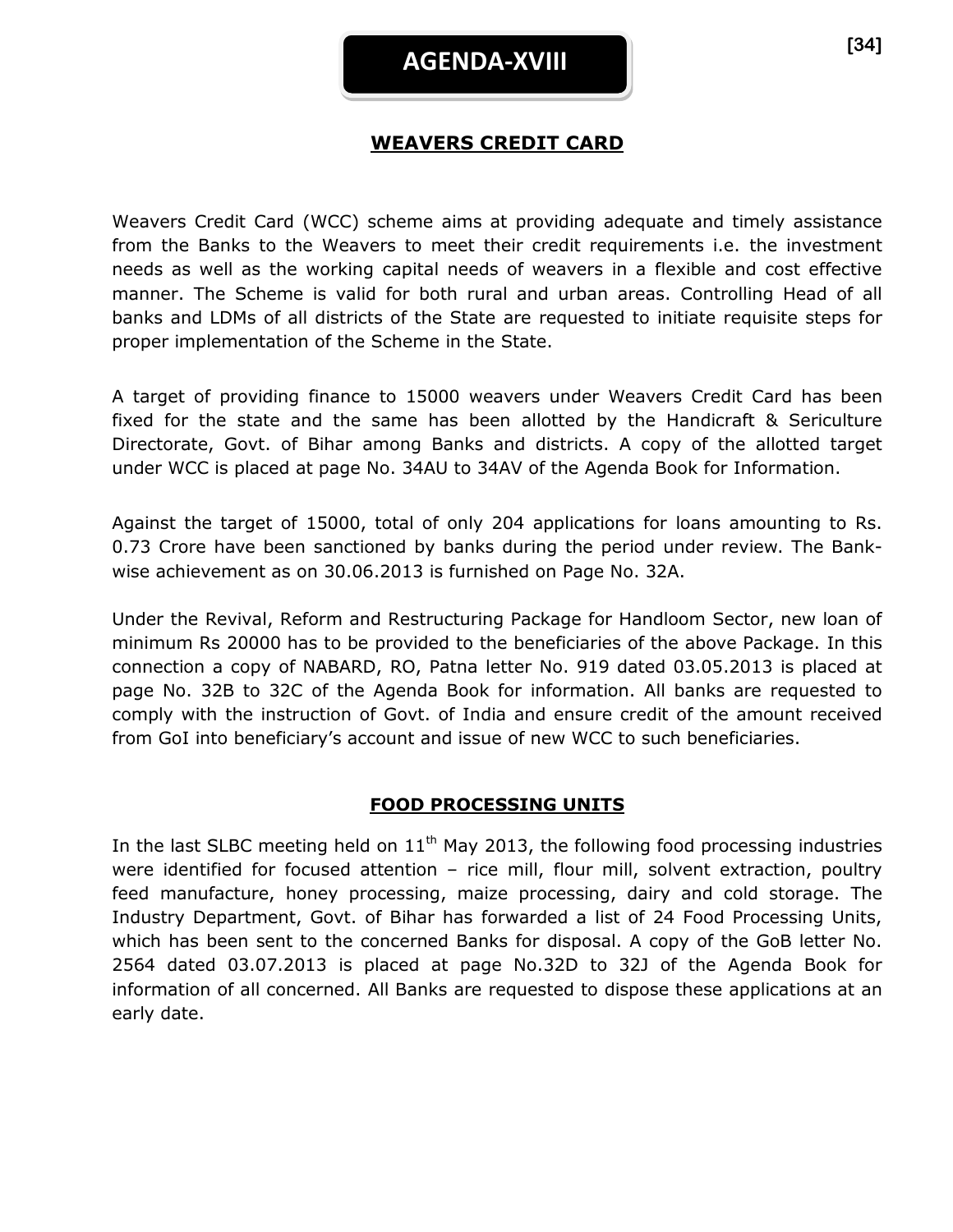# AGENDA-XVIII

## WEAVERS CREDIT CARD

Weavers Credit Card (WCC) scheme aims at providing adequate and timely assistance from the Banks to the Weavers to meet their credit requirements i.e. the investment needs as well as the working capital needs of weavers in a flexible and cost effective manner. The Scheme is valid for both rural and urban areas. Controlling Head of all banks and LDMs of all districts of the State are requested to initiate requisite steps for proper implementation of the Scheme in the State.

A target of providing finance to 15000 weavers under Weavers Credit Card has been fixed for the state and the same has been allotted by the Handicraft & Sericulture Directorate, Govt. of Bihar among Banks and districts. A copy of the allotted target under WCC is placed at page No. 34AU to 34AV of the Agenda Book for Information.

Against the target of 15000, total of only 204 applications for loans amounting to Rs. 0.73 Crore have been sanctioned by banks during the period under review. The Bank-wise achievement as on 30.06.2013 is furnished on Page No. 32A.

Under the Revival, Reform and Restructuring Package for Handloom Sector, new loan of minimum Rs 20000 has to be provided to the beneficiaries of the above Package. In this connection a copy of NABARD, RO, Patna letter No. 919 dated 03.05.2013 is placed at page No. 32B to 32C of the Agenda Book for information. All banks are requested to comply with the instruction of Govt. of India and ensure credit of the amount received from GoI into beneficiary's account and issue of new WCC to such beneficiaries.

## FOOD PROCESSING UNITS

In the last SLBC meeting held on 11th May 2013, the following food processing industries were identified for focused attention – rice mill, flour mill, solvent extraction, poultry feed manufacture, honey processing, maize processing, dairy and cold storage. The Industry Department, Govt. of Bihar has forwarded a list of 24 Food Processing Units, which has been sent to the concerned Banks for disposal. A copy of the GoB letter No. 2564 dated 03.07.2013 is placed at page No.32D to 32J of the Agenda Book for information of all concerned. All Banks are requested to dispose these applications at an early date.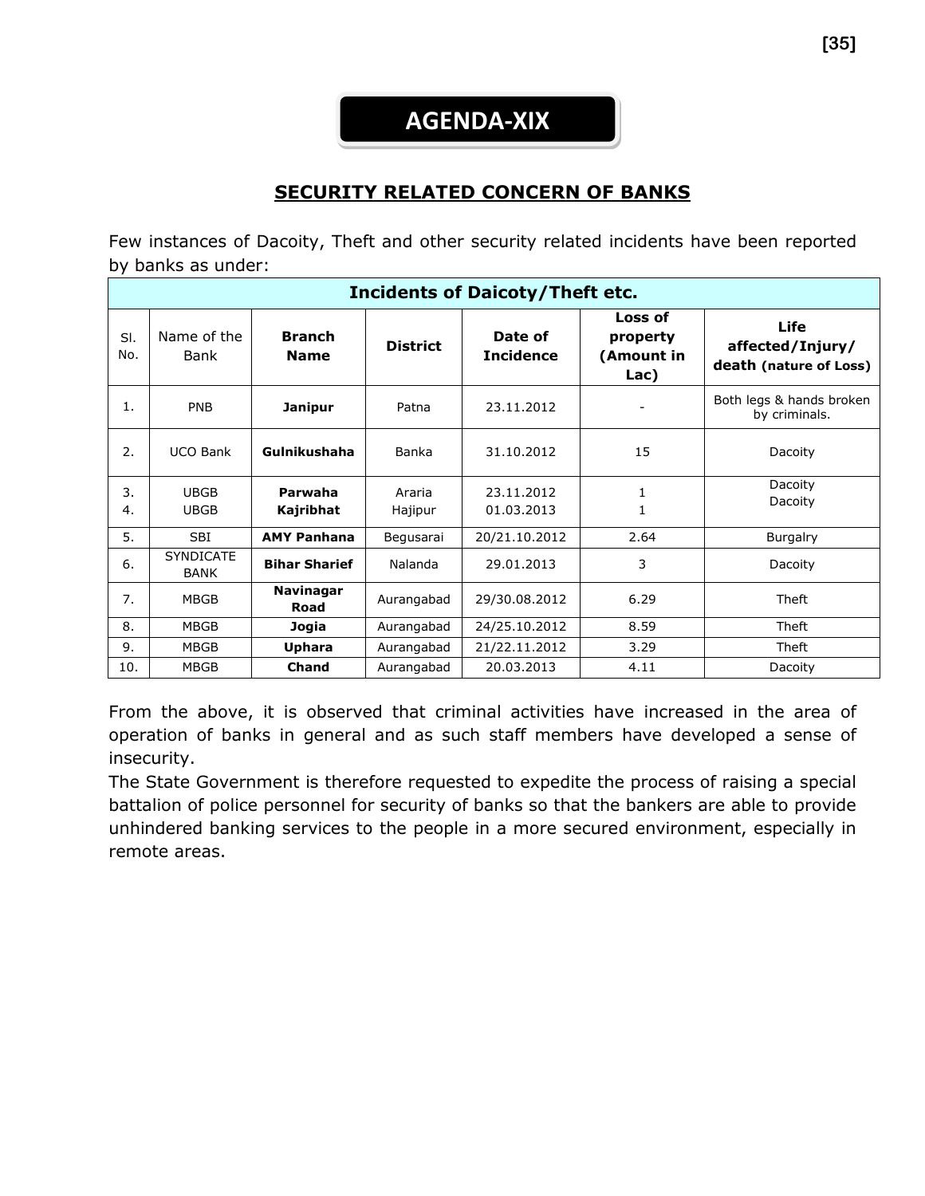# AGENDA-XIX

## SECURITY RELATED CONCERN OF BANKS

Few instances of Dacoity, Theft and other security related incidents have been reported by banks as under:

| Incidents of Daicoty/Theft etc. | | | | | | |
|---|---|---|---|---|---|---|
| Sl. No. | Name of the Bank | **Branch Name** | **District** | **Date of Incidence** | **Loss of property (Amount in Lac)** | **Life affected/Injury/ death (nature of Loss)** |
| 1. | PNB | **Janipur** | Patna | 23.11.2012 | - | Both legs & hands broken by criminals. |
| 2. | UCO Bank | **Gulnikushaha** | Banka | 31.10.2012 | 15 | Dacoity |
| 3. | UBGB | **Parwaha** | Araria | 23.11.2012 | 1 | Dacoity |
| 4. | UBGB | **Kajribhat** | Hajipur | 01.03.2013 | 1 | Dacoity |
| 5. | SBI | **AMY Panhana** | Begusarai | 20/21.10.2012 | 2.64 | Burgalry |
| 6. | SYNDICATE BANK | **Bihar Sharief** | Nalanda | 29.01.2013 | 3 | Dacoity |
| 7. | MBGB | **Navinagar Road** | Aurangabad | 29/30.08.2012 | 6.29 | Theft |
| 8. | MBGB | **Jogia** | Aurangabad | 24/25.10.2012 | 8.59 | Theft |
| 9. | MBGB | **Uphara** | Aurangabad | 21/22.11.2012 | 3.29 | Theft |
| 10. | MBGB | **Chand** | Aurangabad | 20.03.2013 | 4.11 | Dacoity |

From the above, it is observed that criminal activities have increased in the area of operation of banks in general and as such staff members have developed a sense of insecurity.

The State Government is therefore requested to expedite the process of raising a special battalion of police personnel for security of banks so that the bankers are able to provide unhindered banking services to the people in a more secured environment, especially in remote areas.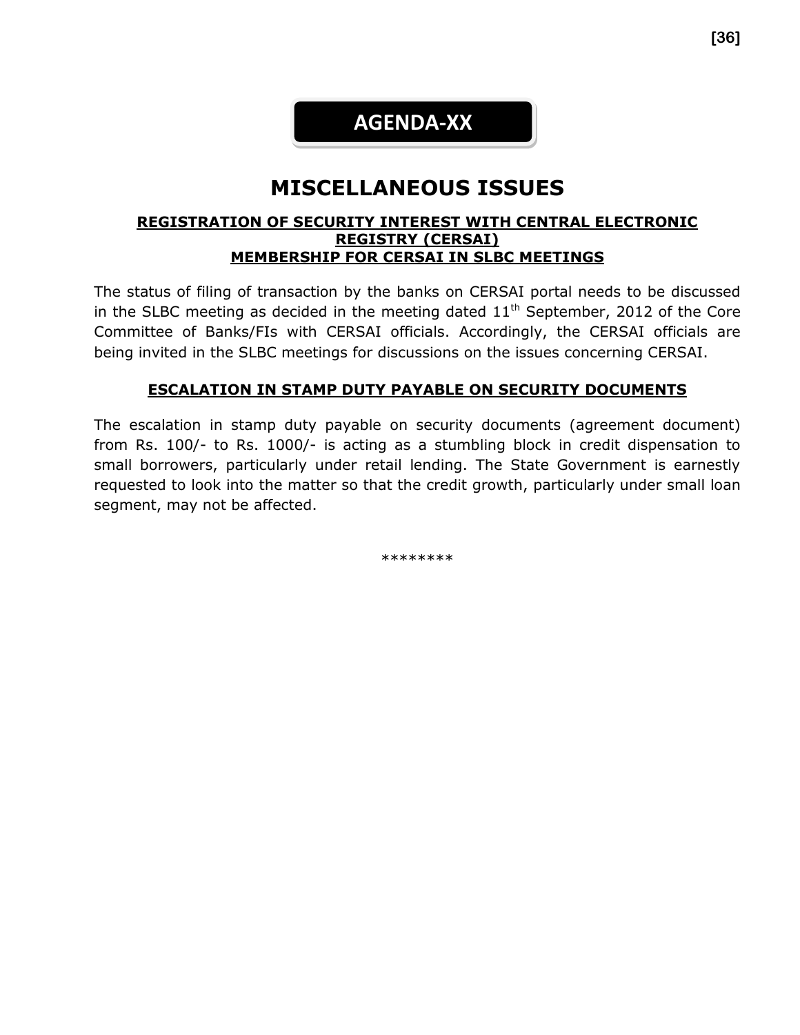# AGENDA-XX

# MISCELLANEOUS ISSUES

**REGISTRATION OF SECURITY INTEREST WITH CENTRAL ELECTRONIC REGISTRY (CERSAI)**
**MEMBERSHIP FOR CERSAI IN SLBC MEETINGS**

The status of filing of transaction by the banks on CERSAI portal needs to be discussed in the SLBC meeting as decided in the meeting dated 11th September, 2012 of the Core Committee of Banks/FIs with CERSAI officials. Accordingly, the CERSAI officials are being invited in the SLBC meetings for discussions on the issues concerning CERSAI.

**ESCALATION IN STAMP DUTY PAYABLE ON SECURITY DOCUMENTS**

The escalation in stamp duty payable on security documents (agreement document) from Rs. 100/- to Rs. 1000/- is acting as a stumbling block in credit dispensation to small borrowers, particularly under retail lending. The State Government is earnestly requested to look into the matter so that the credit growth, particularly under small loan segment, may not be affected.

********